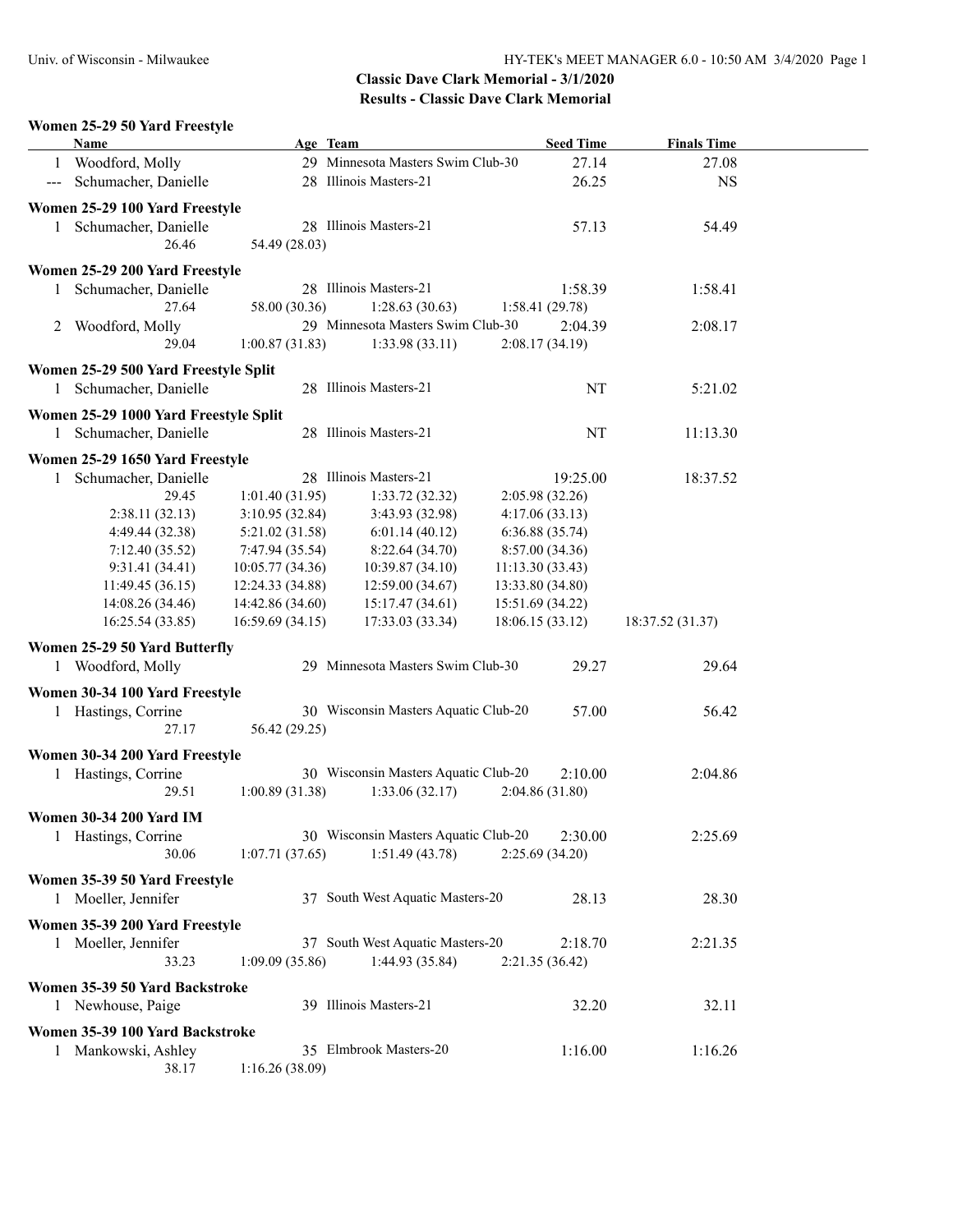## Classic Dave Clark Memorial - 3/1/2020
## Results - Classic Dave Clark Memorial

### Women 25-29 50 Yard Freestyle

| | Name | Age | Team | Seed Time | Finals Time |
|---|---|---|---|---|---|
| 1 | Woodford, Molly | 29 | Minnesota Masters Swim Club-30 | 27.14 | 27.08 |
| --- | Schumacher, Danielle | 28 | Illinois Masters-21 | 26.25 | NS |

### Women 25-29 100 Yard Freestyle

| | Name | Age | Team | Seed Time | Finals Time |
|---|---|---|---|---|---|
| 1 | Schumacher, Danielle | 28 | Illinois Masters-21 | 57.13 | 54.49 |

26.46 54.49 (28.03)

### Women 25-29 200 Yard Freestyle

| | Name | Age | Team | Seed Time | Finals Time |
|---|---|---|---|---|---|
| 1 | Schumacher, Danielle | 28 | Illinois Masters-21 | 1:58.39 | 1:58.41 |
| 2 | Woodford, Molly | 29 | Minnesota Masters Swim Club-30 | 2:04.39 | 2:08.17 |

Schumacher splits: 27.64 58.00 (30.36) 1:28.63 (30.63) 1:58.41 (29.78)

Woodford splits: 29.04 1:00.87 (31.83) 1:33.98 (33.11) 2:08.17 (34.19)

### Women 25-29 500 Yard Freestyle Split

| | Name | Age | Team | Seed Time | Finals Time |
|---|---|---|---|---|---|
| 1 | Schumacher, Danielle | 28 | Illinois Masters-21 | NT | 5:21.02 |

### Women 25-29 1000 Yard Freestyle Split

| | Name | Age | Team | Seed Time | Finals Time |
|---|---|---|---|---|---|
| 1 | Schumacher, Danielle | 28 | Illinois Masters-21 | NT | 11:13.30 |

### Women 25-29 1650 Yard Freestyle

| | Name | Age | Team | Seed Time | Finals Time |
|---|---|---|---|---|---|
| 1 | Schumacher, Danielle | 28 | Illinois Masters-21 | 19:25.00 | 18:37.52 |

| | | | | |
|---|---|---|---|---|
| 29.45 | 1:01.40 (31.95) | 1:33.72 (32.32) | 2:05.98 (32.26) | |
| 2:38.11 (32.13) | 3:10.95 (32.84) | 3:43.93 (32.98) | 4:17.06 (33.13) | |
| 4:49.44 (32.38) | 5:21.02 (31.58) | 6:01.14 (40.12) | 6:36.88 (35.74) | |
| 7:12.40 (35.52) | 7:47.94 (35.54) | 8:22.64 (34.70) | 8:57.00 (34.36) | |
| 9:31.41 (34.41) | 10:05.77 (34.36) | 10:39.87 (34.10) | 11:13.30 (33.43) | |
| 11:49.45 (36.15) | 12:24.33 (34.88) | 12:59.00 (34.67) | 13:33.80 (34.80) | |
| 14:08.26 (34.46) | 14:42.86 (34.60) | 15:17.47 (34.61) | 15:51.69 (34.22) | |
| 16:25.54 (33.85) | 16:59.69 (34.15) | 17:33.03 (33.34) | 18:06.15 (33.12) | 18:37.52 (31.37) |

### Women 25-29 50 Yard Butterfly

| | Name | Age | Team | Seed Time | Finals Time |
|---|---|---|---|---|---|
| 1 | Woodford, Molly | 29 | Minnesota Masters Swim Club-30 | 29.27 | 29.64 |

### Women 30-34 100 Yard Freestyle

| | Name | Age | Team | Seed Time | Finals Time |
|---|---|---|---|---|---|
| 1 | Hastings, Corrine | 30 | Wisconsin Masters Aquatic Club-20 | 57.00 | 56.42 |

27.17 56.42 (29.25)

### Women 30-34 200 Yard Freestyle

| | Name | Age | Team | Seed Time | Finals Time |
|---|---|---|---|---|---|
| 1 | Hastings, Corrine | 30 | Wisconsin Masters Aquatic Club-20 | 2:10.00 | 2:04.86 |

29.51 1:00.89 (31.38) 1:33.06 (32.17) 2:04.86 (31.80)

### Women 30-34 200 Yard IM

| | Name | Age | Team | Seed Time | Finals Time |
|---|---|---|---|---|---|
| 1 | Hastings, Corrine | 30 | Wisconsin Masters Aquatic Club-20 | 2:30.00 | 2:25.69 |

30.06 1:07.71 (37.65) 1:51.49 (43.78) 2:25.69 (34.20)

### Women 35-39 50 Yard Freestyle

| | Name | Age | Team | Seed Time | Finals Time |
|---|---|---|---|---|---|
| 1 | Moeller, Jennifer | 37 | South West Aquatic Masters-20 | 28.13 | 28.30 |

### Women 35-39 200 Yard Freestyle

| | Name | Age | Team | Seed Time | Finals Time |
|---|---|---|---|---|---|
| 1 | Moeller, Jennifer | 37 | South West Aquatic Masters-20 | 2:18.70 | 2:21.35 |

33.23 1:09.09 (35.86) 1:44.93 (35.84) 2:21.35 (36.42)

### Women 35-39 50 Yard Backstroke

| | Name | Age | Team | Seed Time | Finals Time |
|---|---|---|---|---|---|
| 1 | Newhouse, Paige | 39 | Illinois Masters-21 | 32.20 | 32.11 |

### Women 35-39 100 Yard Backstroke

| | Name | Age | Team | Seed Time | Finals Time |
|---|---|---|---|---|---|
| 1 | Mankowski, Ashley | 35 | Elmbrook Masters-20 | 1:16.00 | 1:16.26 |

38.17 1:16.26 (38.09)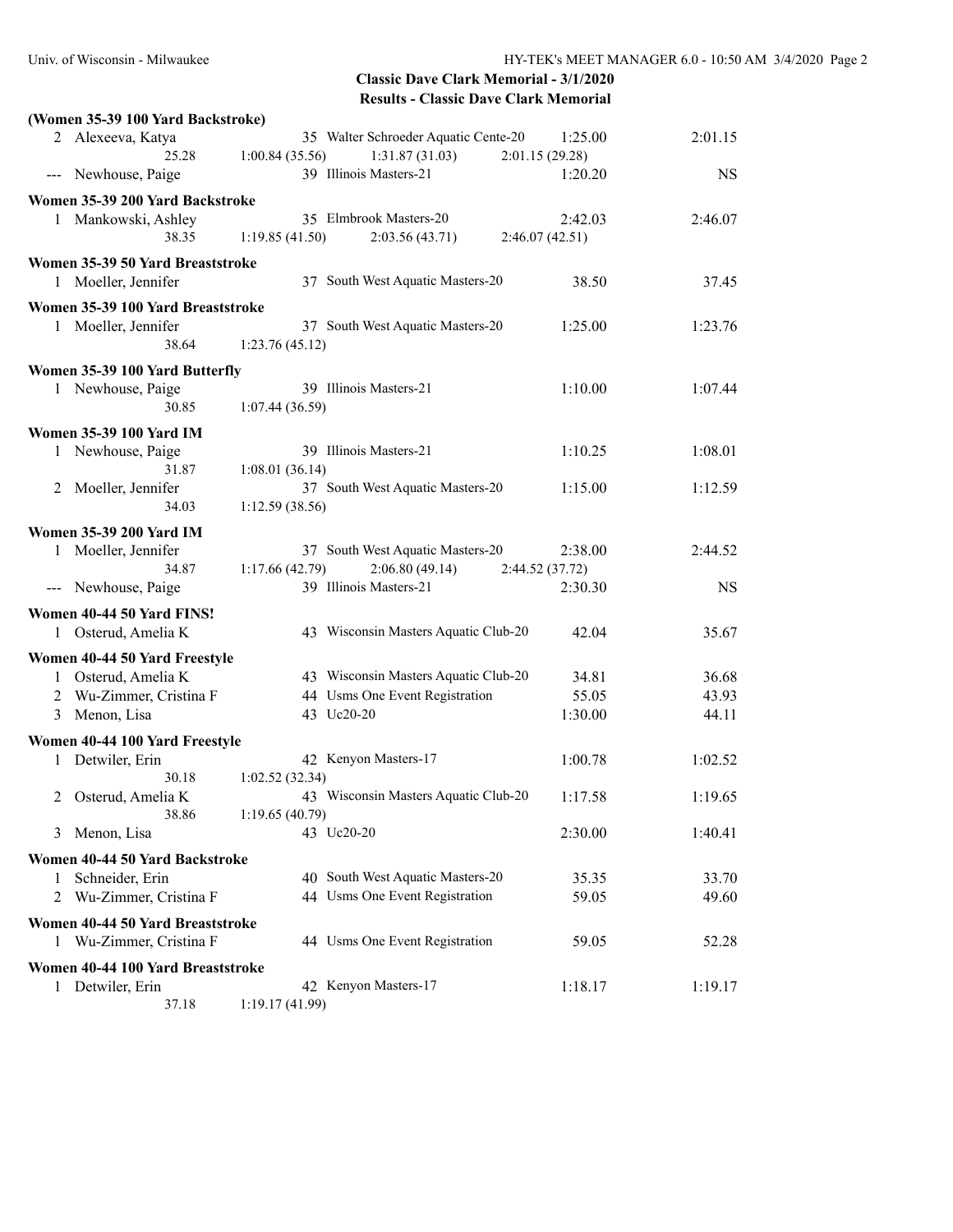**Classic Dave Clark Memorial - 3/1/2020**
**Results - Classic Dave Clark Memorial**

**(Women 35-39 100 Yard Backstroke)**

| Place | Name | Age | Team | Seed Time | Finals Time |
|---|---|---|---|---|---|
| 2 | Alexeeva, Katya | 35 | Walter Schroeder Aquatic Cente-20 | 1:25.00 | 2:01.15 |
| | 25.28 | 1:00.84 (35.56) | 1:31.87 (31.03) | 2:01.15 (29.28) | |
| --- | Newhouse, Paige | 39 | Illinois Masters-21 | 1:20.20 | NS |

**Women 35-39 200 Yard Backstroke**

| Place | Name | Age | Team | Seed Time | Finals Time |
|---|---|---|---|---|---|
| 1 | Mankowski, Ashley | 35 | Elmbrook Masters-20 | 2:42.03 | 2:46.07 |
| | 38.35 | 1:19.85 (41.50) | 2:03.56 (43.71) | 2:46.07 (42.51) | |

**Women 35-39 50 Yard Breaststroke**

| Place | Name | Age | Team | Seed Time | Finals Time |
|---|---|---|---|---|---|
| 1 | Moeller, Jennifer | 37 | South West Aquatic Masters-20 | 38.50 | 37.45 |

**Women 35-39 100 Yard Breaststroke**

| Place | Name | Age | Team | Seed Time | Finals Time |
|---|---|---|---|---|---|
| 1 | Moeller, Jennifer | 37 | South West Aquatic Masters-20 | 1:25.00 | 1:23.76 |
| | 38.64 | 1:23.76 (45.12) | | | |

**Women 35-39 100 Yard Butterfly**

| Place | Name | Age | Team | Seed Time | Finals Time |
|---|---|---|---|---|---|
| 1 | Newhouse, Paige | 39 | Illinois Masters-21 | 1:10.00 | 1:07.44 |
| | 30.85 | 1:07.44 (36.59) | | | |

**Women 35-39 100 Yard IM**

| Place | Name | Age | Team | Seed Time | Finals Time |
|---|---|---|---|---|---|
| 1 | Newhouse, Paige | 39 | Illinois Masters-21 | 1:10.25 | 1:08.01 |
| | 31.87 | 1:08.01 (36.14) | | | |
| 2 | Moeller, Jennifer | 37 | South West Aquatic Masters-20 | 1:15.00 | 1:12.59 |
| | 34.03 | 1:12.59 (38.56) | | | |

**Women 35-39 200 Yard IM**

| Place | Name | Age | Team | Seed Time | Finals Time |
|---|---|---|---|---|---|
| 1 | Moeller, Jennifer | 37 | South West Aquatic Masters-20 | 2:38.00 | 2:44.52 |
| | 34.87 | 1:17.66 (42.79) | 2:06.80 (49.14) | 2:44.52 (37.72) | |
| --- | Newhouse, Paige | 39 | Illinois Masters-21 | 2:30.30 | NS |

**Women 40-44 50 Yard FINS!**

| Place | Name | Age | Team | Seed Time | Finals Time |
|---|---|---|---|---|---|
| 1 | Osterud, Amelia K | 43 | Wisconsin Masters Aquatic Club-20 | 42.04 | 35.67 |

**Women 40-44 50 Yard Freestyle**

| Place | Name | Age | Team | Seed Time | Finals Time |
|---|---|---|---|---|---|
| 1 | Osterud, Amelia K | 43 | Wisconsin Masters Aquatic Club-20 | 34.81 | 36.68 |
| 2 | Wu-Zimmer, Cristina F | 44 | Usms One Event Registration | 55.05 | 43.93 |
| 3 | Menon, Lisa | 43 | Uc20-20 | 1:30.00 | 44.11 |

**Women 40-44 100 Yard Freestyle**

| Place | Name | Age | Team | Seed Time | Finals Time |
|---|---|---|---|---|---|
| 1 | Detwiler, Erin | 42 | Kenyon Masters-17 | 1:00.78 | 1:02.52 |
| | 30.18 | 1:02.52 (32.34) | | | |
| 2 | Osterud, Amelia K | 43 | Wisconsin Masters Aquatic Club-20 | 1:17.58 | 1:19.65 |
| | 38.86 | 1:19.65 (40.79) | | | |
| 3 | Menon, Lisa | 43 | Uc20-20 | 2:30.00 | 1:40.41 |

**Women 40-44 50 Yard Backstroke**

| Place | Name | Age | Team | Seed Time | Finals Time |
|---|---|---|---|---|---|
| 1 | Schneider, Erin | 40 | South West Aquatic Masters-20 | 35.35 | 33.70 |
| 2 | Wu-Zimmer, Cristina F | 44 | Usms One Event Registration | 59.05 | 49.60 |

**Women 40-44 50 Yard Breaststroke**

| Place | Name | Age | Team | Seed Time | Finals Time |
|---|---|---|---|---|---|
| 1 | Wu-Zimmer, Cristina F | 44 | Usms One Event Registration | 59.05 | 52.28 |

**Women 40-44 100 Yard Breaststroke**

| Place | Name | Age | Team | Seed Time | Finals Time |
|---|---|---|---|---|---|
| 1 | Detwiler, Erin | 42 | Kenyon Masters-17 | 1:18.17 | 1:19.17 |
| | 37.18 | 1:19.17 (41.99) | | | |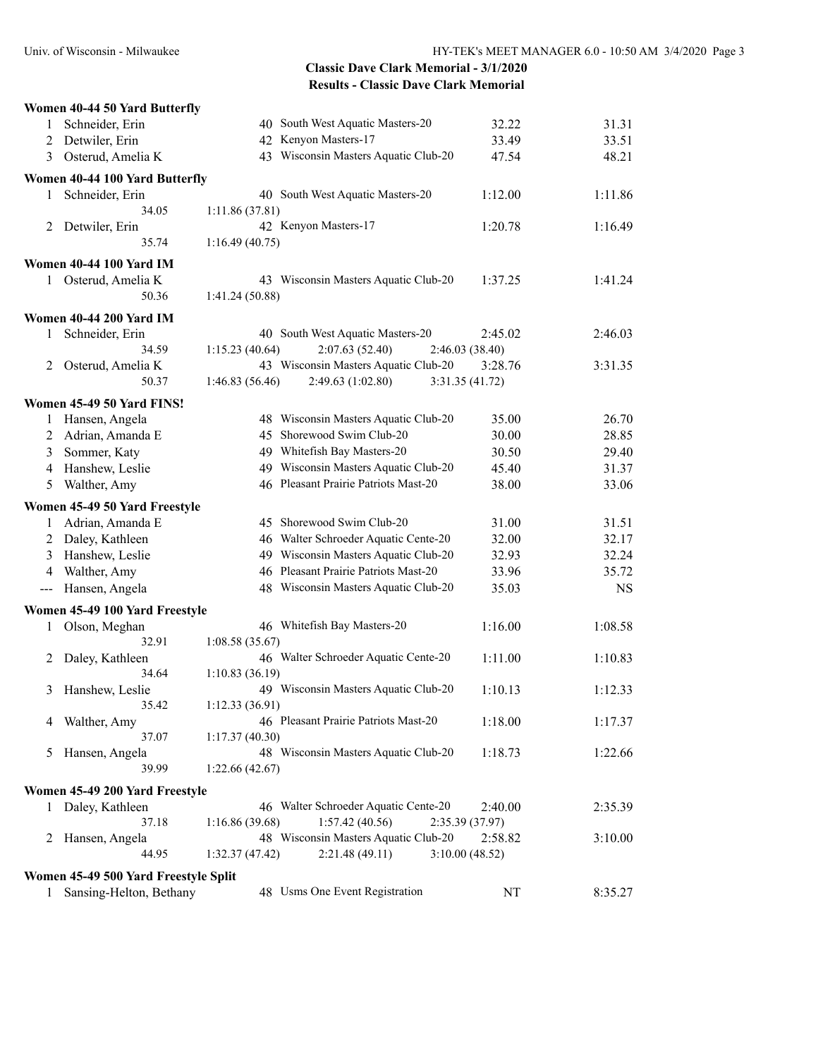## Classic Dave Clark Memorial - 3/1/2020

### Results - Classic Dave Clark Memorial

**Women 40-44 50 Yard Butterfly**

| Place | Name | Age | Team | Seed Time | Finals Time |
|---|---|---|---|---|---|
| 1 | Schneider, Erin | 40 | South West Aquatic Masters-20 | 32.22 | 31.31 |
| 2 | Detwiler, Erin | 42 | Kenyon Masters-17 | 33.49 | 33.51 |
| 3 | Osterud, Amelia K | 43 | Wisconsin Masters Aquatic Club-20 | 47.54 | 48.21 |

**Women 40-44 100 Yard Butterfly**

| Place | Name | Age | Team | Seed Time | Finals Time |
|---|---|---|---|---|---|
| 1 | Schneider, Erin | 40 | South West Aquatic Masters-20 | 1:12.00 | 1:11.86 |
| | 34.05 | 1:11.86 (37.81) | | | |
| 2 | Detwiler, Erin | 42 | Kenyon Masters-17 | 1:20.78 | 1:16.49 |
| | 35.74 | 1:16.49 (40.75) | | | |

**Women 40-44 100 Yard IM**

| Place | Name | Age | Team | Seed Time | Finals Time |
|---|---|---|---|---|---|
| 1 | Osterud, Amelia K | 43 | Wisconsin Masters Aquatic Club-20 | 1:37.25 | 1:41.24 |
| | 50.36 | 1:41.24 (50.88) | | | |

**Women 40-44 200 Yard IM**

| Place | Name | Age | Team | Seed Time | Finals Time |
|---|---|---|---|---|---|
| 1 | Schneider, Erin | 40 | South West Aquatic Masters-20 | 2:45.02 | 2:46.03 |
| | 34.59 | 1:15.23 (40.64) | 2:07.63 (52.40) | 2:46.03 (38.40) | |
| 2 | Osterud, Amelia K | 43 | Wisconsin Masters Aquatic Club-20 | 3:28.76 | 3:31.35 |
| | 50.37 | 1:46.83 (56.46) | 2:49.63 (1:02.80) | 3:31.35 (41.72) | |

**Women 45-49 50 Yard FINS!**

| Place | Name | Age | Team | Seed Time | Finals Time |
|---|---|---|---|---|---|
| 1 | Hansen, Angela | 48 | Wisconsin Masters Aquatic Club-20 | 35.00 | 26.70 |
| 2 | Adrian, Amanda E | 45 | Shorewood Swim Club-20 | 30.00 | 28.85 |
| 3 | Sommer, Katy | 49 | Whitefish Bay Masters-20 | 30.50 | 29.40 |
| 4 | Hanshew, Leslie | 49 | Wisconsin Masters Aquatic Club-20 | 45.40 | 31.37 |
| 5 | Walther, Amy | 46 | Pleasant Prairie Patriots Mast-20 | 38.00 | 33.06 |

**Women 45-49 50 Yard Freestyle**

| Place | Name | Age | Team | Seed Time | Finals Time |
|---|---|---|---|---|---|
| 1 | Adrian, Amanda E | 45 | Shorewood Swim Club-20 | 31.00 | 31.51 |
| 2 | Daley, Kathleen | 46 | Walter Schroeder Aquatic Cente-20 | 32.00 | 32.17 |
| 3 | Hanshew, Leslie | 49 | Wisconsin Masters Aquatic Club-20 | 32.93 | 32.24 |
| 4 | Walther, Amy | 46 | Pleasant Prairie Patriots Mast-20 | 33.96 | 35.72 |
| --- | Hansen, Angela | 48 | Wisconsin Masters Aquatic Club-20 | 35.03 | NS |

**Women 45-49 100 Yard Freestyle**

| Place | Name | Age | Team | Seed Time | Finals Time |
|---|---|---|---|---|---|
| 1 | Olson, Meghan | 46 | Whitefish Bay Masters-20 | 1:16.00 | 1:08.58 |
| | 32.91 | 1:08.58 (35.67) | | | |
| 2 | Daley, Kathleen | 46 | Walter Schroeder Aquatic Cente-20 | 1:11.00 | 1:10.83 |
| | 34.64 | 1:10.83 (36.19) | | | |
| 3 | Hanshew, Leslie | 49 | Wisconsin Masters Aquatic Club-20 | 1:10.13 | 1:12.33 |
| | 35.42 | 1:12.33 (36.91) | | | |
| 4 | Walther, Amy | 46 | Pleasant Prairie Patriots Mast-20 | 1:18.00 | 1:17.37 |
| | 37.07 | 1:17.37 (40.30) | | | |
| 5 | Hansen, Angela | 48 | Wisconsin Masters Aquatic Club-20 | 1:18.73 | 1:22.66 |
| | 39.99 | 1:22.66 (42.67) | | | |

**Women 45-49 200 Yard Freestyle**

| Place | Name | Age | Team | Seed Time | Finals Time |
|---|---|---|---|---|---|
| 1 | Daley, Kathleen | 46 | Walter Schroeder Aquatic Cente-20 | 2:40.00 | 2:35.39 |
| | 37.18 | 1:16.86 (39.68) | 1:57.42 (40.56) | 2:35.39 (37.97) | |
| 2 | Hansen, Angela | 48 | Wisconsin Masters Aquatic Club-20 | 2:58.82 | 3:10.00 |
| | 44.95 | 1:32.37 (47.42) | 2:21.48 (49.11) | 3:10.00 (48.52) | |

**Women 45-49 500 Yard Freestyle Split**

| Place | Name | Age | Team | Seed Time | Finals Time |
|---|---|---|---|---|---|
| 1 | Sansing-Helton, Bethany | 48 | Usms One Event Registration | NT | 8:35.27 |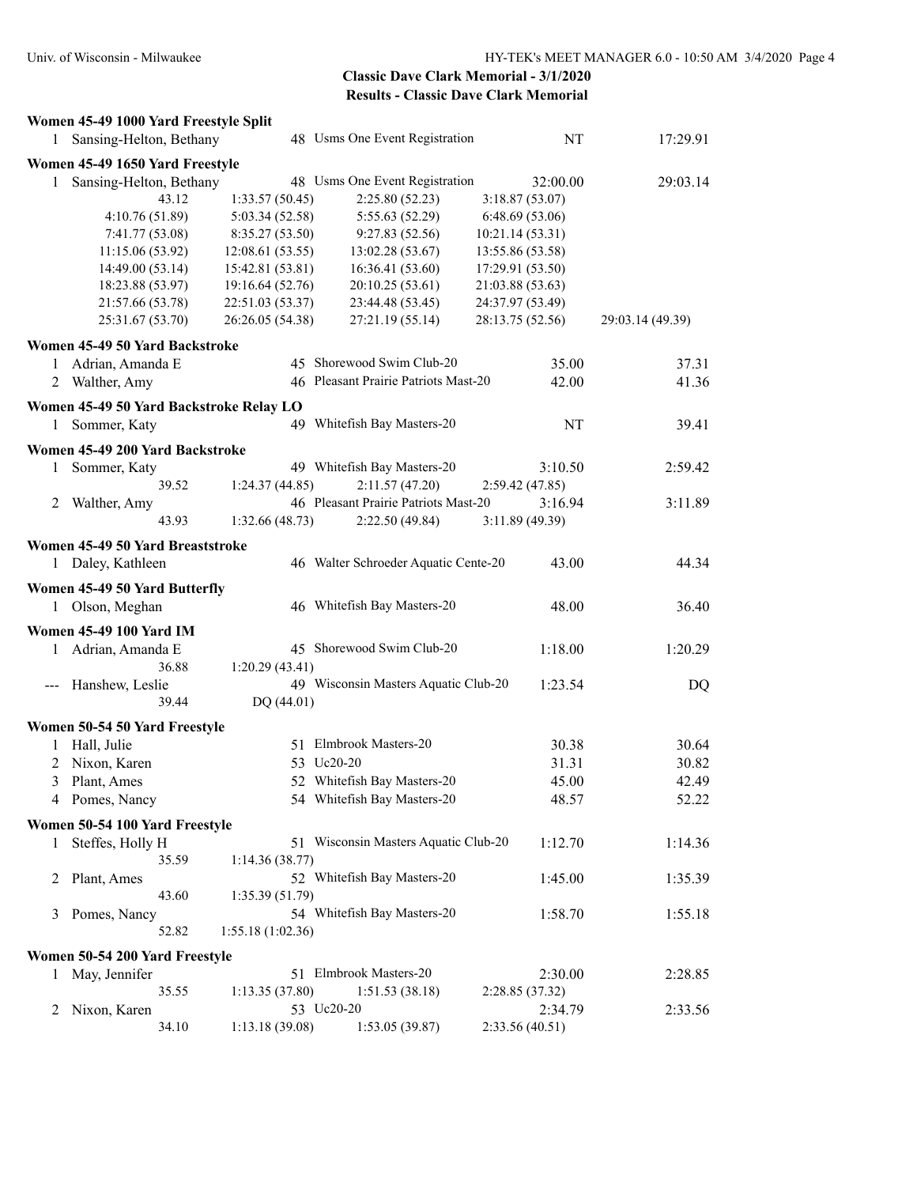## Classic Dave Clark Memorial - 3/1/2020

## Results - Classic Dave Clark Memorial

### Women 45-49 1000 Yard Freestyle Split

1 Sansing-Helton, Bethany 48 Usms One Event Registration NT 17:29.91

### Women 45-49 1650 Yard Freestyle

1 Sansing-Helton, Bethany 48 Usms One Event Registration 32:00.00 29:03.14

```
43.12             1:33.57 (50.45)   2:25.80 (52.23)   3:18.87 (53.07)
4:10.76 (51.89)   5:03.34 (52.58)   5:55.63 (52.29)   6:48.69 (53.06)
7:41.77 (53.08)   8:35.27 (53.50)   9:27.83 (52.56)   10:21.14 (53.31)
11:15.06 (53.92)  12:08.61 (53.55)  13:02.28 (53.67)  13:55.86 (53.58)
14:49.00 (53.14)  15:42.81 (53.81)  16:36.41 (53.60)  17:29.91 (53.50)
18:23.88 (53.97)  19:16.64 (52.76)  20:10.25 (53.61)  21:03.88 (53.63)
21:57.66 (53.78)  22:51.03 (53.37)  23:44.48 (53.45)  24:37.97 (53.49)
25:31.67 (53.70)  26:26.05 (54.38)  27:21.19 (55.14)  28:13.75 (52.56)  29:03.14 (49.39)
```

### Women 45-49 50 Yard Backstroke

1 Adrian, Amanda E 45 Shorewood Swim Club-20 35.00 37.31
2 Walther, Amy 46 Pleasant Prairie Patriots Mast-20 42.00 41.36

### Women 45-49 50 Yard Backstroke Relay LO

1 Sommer, Katy 49 Whitefish Bay Masters-20 NT 39.41

### Women 45-49 200 Yard Backstroke

1 Sommer, Katy 49 Whitefish Bay Masters-20 3:10.50 2:59.42

```
39.52   1:24.37 (44.85)   2:11.57 (47.20)   2:59.42 (47.85)
```

2 Walther, Amy 46 Pleasant Prairie Patriots Mast-20 3:16.94 3:11.89

```
43.93   1:32.66 (48.73)   2:22.50 (49.84)   3:11.89 (49.39)
```

### Women 45-49 50 Yard Breaststroke

1 Daley, Kathleen 46 Walter Schroeder Aquatic Cente-20 43.00 44.34

### Women 45-49 50 Yard Butterfly

1 Olson, Meghan 46 Whitefish Bay Masters-20 48.00 36.40

### Women 45-49 100 Yard IM

1 Adrian, Amanda E 45 Shorewood Swim Club-20 1:18.00 1:20.29

```
36.88   1:20.29 (43.41)
```

--- Hanshew, Leslie 49 Wisconsin Masters Aquatic Club-20 1:23.54 DQ

```
39.44   DQ (44.01)
```

### Women 50-54 50 Yard Freestyle

1 Hall, Julie 51 Elmbrook Masters-20 30.38 30.64
2 Nixon, Karen 53 Uc20-20 31.31 30.82
3 Plant, Ames 52 Whitefish Bay Masters-20 45.00 42.49
4 Pomes, Nancy 54 Whitefish Bay Masters-20 48.57 52.22

### Women 50-54 100 Yard Freestyle

1 Steffes, Holly H 51 Wisconsin Masters Aquatic Club-20 1:12.70 1:14.36

```
35.59   1:14.36 (38.77)
```

2 Plant, Ames 52 Whitefish Bay Masters-20 1:45.00 1:35.39

```
43.60   1:35.39 (51.79)
```

3 Pomes, Nancy 54 Whitefish Bay Masters-20 1:58.70 1:55.18

```
52.82   1:55.18 (1:02.36)
```

### Women 50-54 200 Yard Freestyle

1 May, Jennifer 51 Elmbrook Masters-20 2:30.00 2:28.85

```
35.55   1:13.35 (37.80)   1:51.53 (38.18)   2:28.85 (37.32)
```

2 Nixon, Karen 53 Uc20-20 2:34.79 2:33.56

```
34.10   1:13.18 (39.08)   1:53.05 (39.87)   2:33.56 (40.51)
```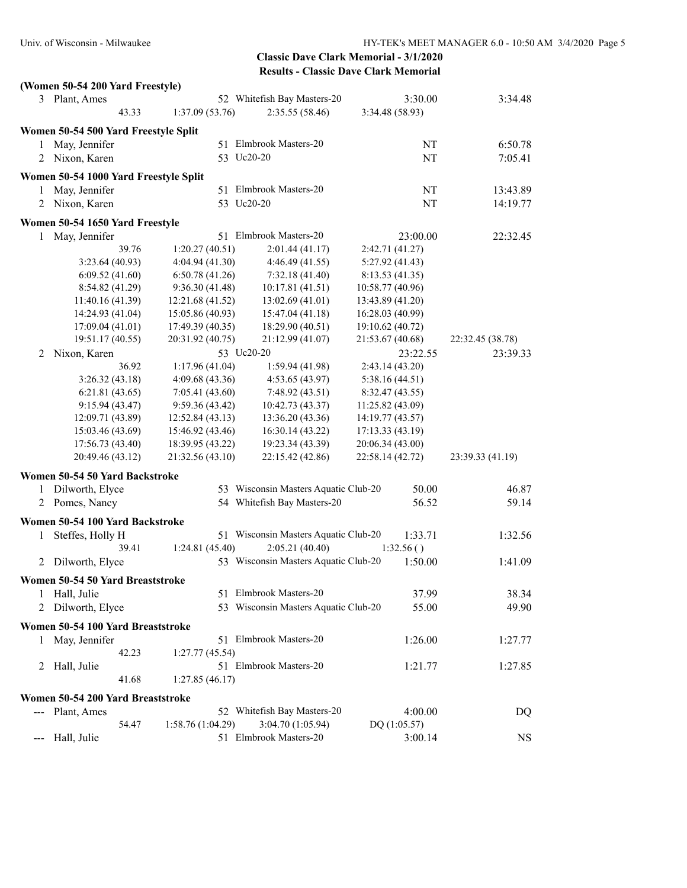**Classic Dave Clark Memorial - 3/1/2020**
**Results - Classic Dave Clark Memorial**

### (Women 50-54 200 Yard Freestyle)

| Place | Name | Age | Team | Seed Time | Finals Time |
|---|---|---|---|---|---|
| 3 | Plant, Ames | 52 | Whitefish Bay Masters-20 | 3:30.00 | 3:34.48 |

Splits: 43.33 | 1:37.09 (53.76) | 2:35.55 (58.46) | 3:34.48 (58.93)

### Women 50-54 500 Yard Freestyle Split

| Place | Name | Age | Team | Seed Time | Finals Time |
|---|---|---|---|---|---|
| 1 | May, Jennifer | 51 | Elmbrook Masters-20 | NT | 6:50.78 |
| 2 | Nixon, Karen | 53 | Uc20-20 | NT | 7:05.41 |

### Women 50-54 1000 Yard Freestyle Split

| Place | Name | Age | Team | Seed Time | Finals Time |
|---|---|---|---|---|---|
| 1 | May, Jennifer | 51 | Elmbrook Masters-20 | NT | 13:43.89 |
| 2 | Nixon, Karen | 53 | Uc20-20 | NT | 14:19.77 |

### Women 50-54 1650 Yard Freestyle

| Place | Name | Age | Team | Seed Time | Finals Time |
|---|---|---|---|---|---|
| 1 | May, Jennifer | 51 | Elmbrook Masters-20 | 23:00.00 | 22:32.45 |

Splits:

| | | | | |
|---|---|---|---|---|
| 39.76 | 1:20.27 (40.51) | 2:01.44 (41.17) | 2:42.71 (41.27) | |
| 3:23.64 (40.93) | 4:04.94 (41.30) | 4:46.49 (41.55) | 5:27.92 (41.43) | |
| 6:09.52 (41.60) | 6:50.78 (41.26) | 7:32.18 (41.40) | 8:13.53 (41.35) | |
| 8:54.82 (41.29) | 9:36.30 (41.48) | 10:17.81 (41.51) | 10:58.77 (40.96) | |
| 11:40.16 (41.39) | 12:21.68 (41.52) | 13:02.69 (41.01) | 13:43.89 (41.20) | |
| 14:24.93 (41.04) | 15:05.86 (40.93) | 15:47.04 (41.18) | 16:28.03 (40.99) | |
| 17:09.04 (41.01) | 17:49.39 (40.35) | 18:29.90 (40.51) | 19:10.62 (40.72) | |
| 19:51.17 (40.55) | 20:31.92 (40.75) | 21:12.99 (41.07) | 21:53.67 (40.68) | 22:32.45 (38.78) |

| Place | Name | Age | Team | Seed Time | Finals Time |
|---|---|---|---|---|---|
| 2 | Nixon, Karen | 53 | Uc20-20 | 23:22.55 | 23:39.33 |

Splits:

| | | | | |
|---|---|---|---|---|
| 36.92 | 1:17.96 (41.04) | 1:59.94 (41.98) | 2:43.14 (43.20) | |
| 3:26.32 (43.18) | 4:09.68 (43.36) | 4:53.65 (43.97) | 5:38.16 (44.51) | |
| 6:21.81 (43.65) | 7:05.41 (43.60) | 7:48.92 (43.51) | 8:32.47 (43.55) | |
| 9:15.94 (43.47) | 9:59.36 (43.42) | 10:42.73 (43.37) | 11:25.82 (43.09) | |
| 12:09.71 (43.89) | 12:52.84 (43.13) | 13:36.20 (43.36) | 14:19.77 (43.57) | |
| 15:03.46 (43.69) | 15:46.92 (43.46) | 16:30.14 (43.22) | 17:13.33 (43.19) | |
| 17:56.73 (43.40) | 18:39.95 (43.22) | 19:23.34 (43.39) | 20:06.34 (43.00) | |
| 20:49.46 (43.12) | 21:32.56 (43.10) | 22:15.42 (42.86) | 22:58.14 (42.72) | 23:39.33 (41.19) |

### Women 50-54 50 Yard Backstroke

| Place | Name | Age | Team | Seed Time | Finals Time |
|---|---|---|---|---|---|
| 1 | Dilworth, Elyce | 53 | Wisconsin Masters Aquatic Club-20 | 50.00 | 46.87 |
| 2 | Pomes, Nancy | 54 | Whitefish Bay Masters-20 | 56.52 | 59.14 |

### Women 50-54 100 Yard Backstroke

| Place | Name | Age | Team | Seed Time | Finals Time |
|---|---|---|---|---|---|
| 1 | Steffes, Holly H | 51 | Wisconsin Masters Aquatic Club-20 | 1:33.71 | 1:32.56 |

Splits: 39.41 | 1:24.81 (45.40) | 2:05.21 (40.40) | 1:32.56 ( )

| Place | Name | Age | Team | Seed Time | Finals Time |
|---|---|---|---|---|---|
| 2 | Dilworth, Elyce | 53 | Wisconsin Masters Aquatic Club-20 | 1:50.00 | 1:41.09 |

### Women 50-54 50 Yard Breaststroke

| Place | Name | Age | Team | Seed Time | Finals Time |
|---|---|---|---|---|---|
| 1 | Hall, Julie | 51 | Elmbrook Masters-20 | 37.99 | 38.34 |
| 2 | Dilworth, Elyce | 53 | Wisconsin Masters Aquatic Club-20 | 55.00 | 49.90 |

### Women 50-54 100 Yard Breaststroke

| Place | Name | Age | Team | Seed Time | Finals Time |
|---|---|---|---|---|---|
| 1 | May, Jennifer | 51 | Elmbrook Masters-20 | 1:26.00 | 1:27.77 |

Splits: 42.23 | 1:27.77 (45.54)

| Place | Name | Age | Team | Seed Time | Finals Time |
|---|---|---|---|---|---|
| 2 | Hall, Julie | 51 | Elmbrook Masters-20 | 1:21.77 | 1:27.85 |

Splits: 41.68 | 1:27.85 (46.17)

### Women 50-54 200 Yard Breaststroke

| Place | Name | Age | Team | Seed Time | Finals Time |
|---|---|---|---|---|---|
| --- | Plant, Ames | 52 | Whitefish Bay Masters-20 | 4:00.00 | DQ |

Splits: 54.47 | 1:58.76 (1:04.29) | 3:04.70 (1:05.94) | DQ (1:05.57)

| Place | Name | Age | Team | Seed Time | Finals Time |
|---|---|---|---|---|---|
| --- | Hall, Julie | 51 | Elmbrook Masters-20 | 3:00.14 | NS |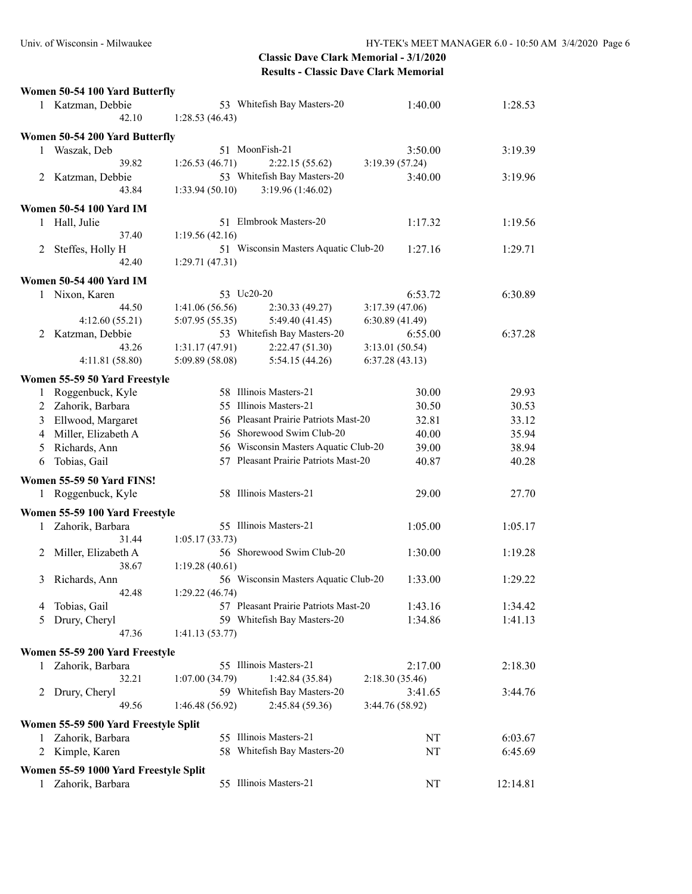## Classic Dave Clark Memorial - 3/1/2020

### Results - Classic Dave Clark Memorial

**Women 50-54 100 Yard Butterfly**

| | Name | Age | Team | Seed Time | Finals Time |
|---|---|---|---|---|---|
| 1 | Katzman, Debbie | 53 | Whitefish Bay Masters-20 | 1:40.00 | 1:28.53 |
| | 42.10 | 1:28.53 (46.43) | | | |

**Women 50-54 200 Yard Butterfly**

| | Name | Age | Team | Seed Time | Finals Time |
|---|---|---|---|---|---|
| 1 | Waszak, Deb | 51 | MoonFish-21 | 3:50.00 | 3:19.39 |
| | 39.82 | 1:26.53 (46.71) | 2:22.15 (55.62) | 3:19.39 (57.24) | |
| 2 | Katzman, Debbie | 53 | Whitefish Bay Masters-20 | 3:40.00 | 3:19.96 |
| | 43.84 | 1:33.94 (50.10) | 3:19.96 (1:46.02) | | |

**Women 50-54 100 Yard IM**

| | Name | Age | Team | Seed Time | Finals Time |
|---|---|---|---|---|---|
| 1 | Hall, Julie | 51 | Elmbrook Masters-20 | 1:17.32 | 1:19.56 |
| | 37.40 | 1:19.56 (42.16) | | | |
| 2 | Steffes, Holly H | 51 | Wisconsin Masters Aquatic Club-20 | 1:27.16 | 1:29.71 |
| | 42.40 | 1:29.71 (47.31) | | | |

**Women 50-54 400 Yard IM**

| | Name | Age | Team | Seed Time | Finals Time |
|---|---|---|---|---|---|
| 1 | Nixon, Karen | 53 | Uc20-20 | 6:53.72 | 6:30.89 |
| | 44.50 | 1:41.06 (56.56) | 2:30.33 (49.27) | 3:17.39 (47.06) | |
| | 4:12.60 (55.21) | 5:07.95 (55.35) | 5:49.40 (41.45) | 6:30.89 (41.49) | |
| 2 | Katzman, Debbie | 53 | Whitefish Bay Masters-20 | 6:55.00 | 6:37.28 |
| | 43.26 | 1:31.17 (47.91) | 2:22.47 (51.30) | 3:13.01 (50.54) | |
| | 4:11.81 (58.80) | 5:09.89 (58.08) | 5:54.15 (44.26) | 6:37.28 (43.13) | |

**Women 55-59 50 Yard Freestyle**

| | Name | Age | Team | Seed Time | Finals Time |
|---|---|---|---|---|---|
| 1 | Roggenbuck, Kyle | 58 | Illinois Masters-21 | 30.00 | 29.93 |
| 2 | Zahorik, Barbara | 55 | Illinois Masters-21 | 30.50 | 30.53 |
| 3 | Ellwood, Margaret | 56 | Pleasant Prairie Patriots Mast-20 | 32.81 | 33.12 |
| 4 | Miller, Elizabeth A | 56 | Shorewood Swim Club-20 | 40.00 | 35.94 |
| 5 | Richards, Ann | 56 | Wisconsin Masters Aquatic Club-20 | 39.00 | 38.94 |
| 6 | Tobias, Gail | 57 | Pleasant Prairie Patriots Mast-20 | 40.87 | 40.28 |

**Women 55-59 50 Yard FINS!**

| | Name | Age | Team | Seed Time | Finals Time |
|---|---|---|---|---|---|
| 1 | Roggenbuck, Kyle | 58 | Illinois Masters-21 | 29.00 | 27.70 |

**Women 55-59 100 Yard Freestyle**

| | Name | Age | Team | Seed Time | Finals Time |
|---|---|---|---|---|---|
| 1 | Zahorik, Barbara | 55 | Illinois Masters-21 | 1:05.00 | 1:05.17 |
| | 31.44 | 1:05.17 (33.73) | | | |
| 2 | Miller, Elizabeth A | 56 | Shorewood Swim Club-20 | 1:30.00 | 1:19.28 |
| | 38.67 | 1:19.28 (40.61) | | | |
| 3 | Richards, Ann | 56 | Wisconsin Masters Aquatic Club-20 | 1:33.00 | 1:29.22 |
| | 42.48 | 1:29.22 (46.74) | | | |
| 4 | Tobias, Gail | 57 | Pleasant Prairie Patriots Mast-20 | 1:43.16 | 1:34.42 |
| 5 | Drury, Cheryl | 59 | Whitefish Bay Masters-20 | 1:34.86 | 1:41.13 |
| | 47.36 | 1:41.13 (53.77) | | | |

**Women 55-59 200 Yard Freestyle**

| | Name | Age | Team | Seed Time | Finals Time |
|---|---|---|---|---|---|
| 1 | Zahorik, Barbara | 55 | Illinois Masters-21 | 2:17.00 | 2:18.30 |
| | 32.21 | 1:07.00 (34.79) | 1:42.84 (35.84) | 2:18.30 (35.46) | |
| 2 | Drury, Cheryl | 59 | Whitefish Bay Masters-20 | 3:41.65 | 3:44.76 |
| | 49.56 | 1:46.48 (56.92) | 2:45.84 (59.36) | 3:44.76 (58.92) | |

**Women 55-59 500 Yard Freestyle Split**

| | Name | Age | Team | Seed Time | Finals Time |
|---|---|---|---|---|---|
| 1 | Zahorik, Barbara | 55 | Illinois Masters-21 | NT | 6:03.67 |
| 2 | Kimple, Karen | 58 | Whitefish Bay Masters-20 | NT | 6:45.69 |

**Women 55-59 1000 Yard Freestyle Split**

| | Name | Age | Team | Seed Time | Finals Time |
|---|---|---|---|---|---|
| 1 | Zahorik, Barbara | 55 | Illinois Masters-21 | NT | 12:14.81 |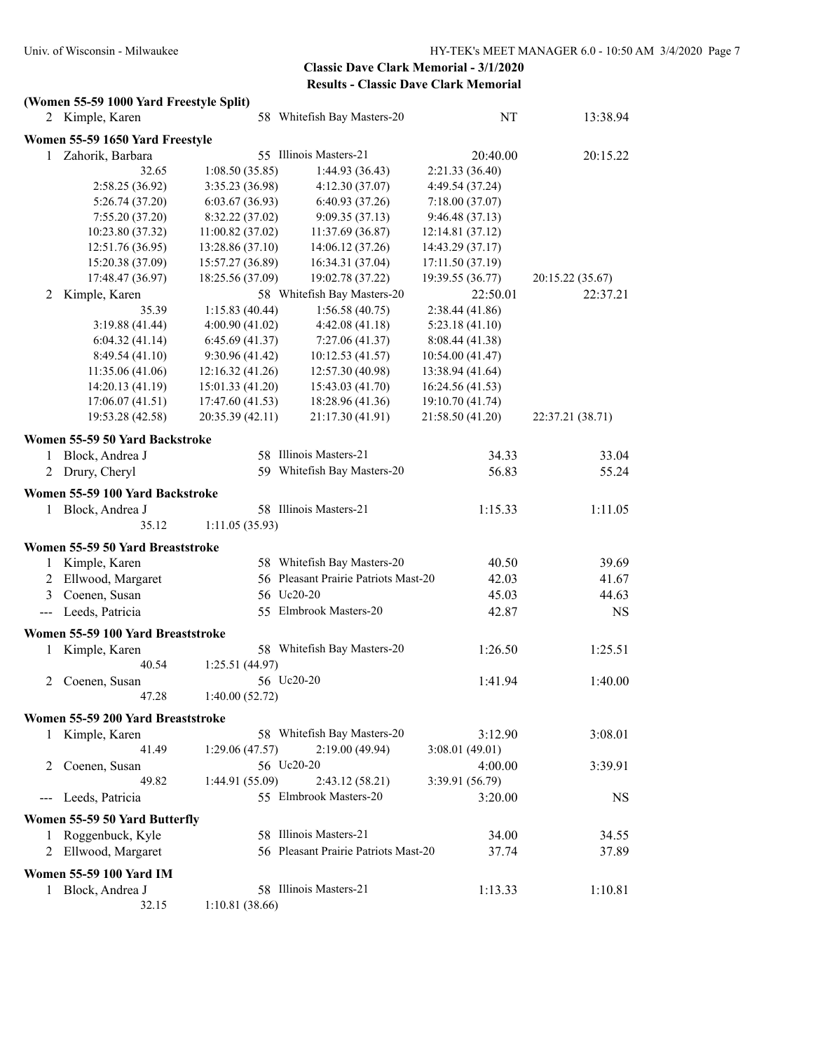**Classic Dave Clark Memorial - 3/1/2020**

**Results - Classic Dave Clark Memorial**

**(Women 55-59 1000 Yard Freestyle Split)**

| Place | Name | Age | Team | Seed Time | Finals Time |
|---|---|---|---|---|---|
| 2 | Kimple, Karen | 58 | Whitefish Bay Masters-20 | NT | 13:38.94 |

**Women 55-59 1650 Yard Freestyle**

| Place | Name | Age | Team | Seed Time | Finals Time |
|---|---|---|---|---|---|
| 1 | Zahorik, Barbara | 55 | Illinois Masters-21 | 20:40.00 | 20:15.22 |

| | | | | |
|---|---|---|---|---|
| 32.65 | 1:08.50 (35.85) | 1:44.93 (36.43) | 2:21.33 (36.40) | |
| 2:58.25 (36.92) | 3:35.23 (36.98) | 4:12.30 (37.07) | 4:49.54 (37.24) | |
| 5:26.74 (37.20) | 6:03.67 (36.93) | 6:40.93 (37.26) | 7:18.00 (37.07) | |
| 7:55.20 (37.20) | 8:32.22 (37.02) | 9:09.35 (37.13) | 9:46.48 (37.13) | |
| 10:23.80 (37.32) | 11:00.82 (37.02) | 11:37.69 (36.87) | 12:14.81 (37.12) | |
| 12:51.76 (36.95) | 13:28.86 (37.10) | 14:06.12 (37.26) | 14:43.29 (37.17) | |
| 15:20.38 (37.09) | 15:57.27 (36.89) | 16:34.31 (37.04) | 17:11.50 (37.19) | |
| 17:48.47 (36.97) | 18:25.56 (37.09) | 19:02.78 (37.22) | 19:39.55 (36.77) | 20:15.22 (35.67) |

| Place | Name | Age | Team | Seed Time | Finals Time |
|---|---|---|---|---|---|
| 2 | Kimple, Karen | 58 | Whitefish Bay Masters-20 | 22:50.01 | 22:37.21 |

| | | | | |
|---|---|---|---|---|
| 35.39 | 1:15.83 (40.44) | 1:56.58 (40.75) | 2:38.44 (41.86) | |
| 3:19.88 (41.44) | 4:00.90 (41.02) | 4:42.08 (41.18) | 5:23.18 (41.10) | |
| 6:04.32 (41.14) | 6:45.69 (41.37) | 7:27.06 (41.37) | 8:08.44 (41.38) | |
| 8:49.54 (41.10) | 9:30.96 (41.42) | 10:12.53 (41.57) | 10:54.00 (41.47) | |
| 11:35.06 (41.06) | 12:16.32 (41.26) | 12:57.30 (40.98) | 13:38.94 (41.64) | |
| 14:20.13 (41.19) | 15:01.33 (41.20) | 15:43.03 (41.70) | 16:24.56 (41.53) | |
| 17:06.07 (41.51) | 17:47.60 (41.53) | 18:28.96 (41.36) | 19:10.70 (41.74) | |
| 19:53.28 (42.58) | 20:35.39 (42.11) | 21:17.30 (41.91) | 21:58.50 (41.20) | 22:37.21 (38.71) |

**Women 55-59 50 Yard Backstroke**

| Place | Name | Age | Team | Seed Time | Finals Time |
|---|---|---|---|---|---|
| 1 | Block, Andrea J | 58 | Illinois Masters-21 | 34.33 | 33.04 |
| 2 | Drury, Cheryl | 59 | Whitefish Bay Masters-20 | 56.83 | 55.24 |

**Women 55-59 100 Yard Backstroke**

| Place | Name | Age | Team | Seed Time | Finals Time |
|---|---|---|---|---|---|
| 1 | Block, Andrea J | 58 | Illinois Masters-21 | 1:15.33 | 1:11.05 |
| | 35.12 | 1:11.05 (35.93) | | | |

**Women 55-59 50 Yard Breaststroke**

| Place | Name | Age | Team | Seed Time | Finals Time |
|---|---|---|---|---|---|
| 1 | Kimple, Karen | 58 | Whitefish Bay Masters-20 | 40.50 | 39.69 |
| 2 | Ellwood, Margaret | 56 | Pleasant Prairie Patriots Mast-20 | 42.03 | 41.67 |
| 3 | Coenen, Susan | 56 | Uc20-20 | 45.03 | 44.63 |
| --- | Leeds, Patricia | 55 | Elmbrook Masters-20 | 42.87 | NS |

**Women 55-59 100 Yard Breaststroke**

| Place | Name | Age | Team | Seed Time | Finals Time |
|---|---|---|---|---|---|
| 1 | Kimple, Karen | 58 | Whitefish Bay Masters-20 | 1:26.50 | 1:25.51 |
| | 40.54 | 1:25.51 (44.97) | | | |
| 2 | Coenen, Susan | 56 | Uc20-20 | 1:41.94 | 1:40.00 |
| | 47.28 | 1:40.00 (52.72) | | | |

**Women 55-59 200 Yard Breaststroke**

| Place | Name | Age | Team | Seed Time | Finals Time |
|---|---|---|---|---|---|
| 1 | Kimple, Karen | 58 | Whitefish Bay Masters-20 | 3:12.90 | 3:08.01 |
| | 41.49 | 1:29.06 (47.57) | 2:19.00 (49.94) | 3:08.01 (49.01) | |
| 2 | Coenen, Susan | 56 | Uc20-20 | 4:00.00 | 3:39.91 |
| | 49.82 | 1:44.91 (55.09) | 2:43.12 (58.21) | 3:39.91 (56.79) | |
| --- | Leeds, Patricia | 55 | Elmbrook Masters-20 | 3:20.00 | NS |

**Women 55-59 50 Yard Butterfly**

| Place | Name | Age | Team | Seed Time | Finals Time |
|---|---|---|---|---|---|
| 1 | Roggenbuck, Kyle | 58 | Illinois Masters-21 | 34.00 | 34.55 |
| 2 | Ellwood, Margaret | 56 | Pleasant Prairie Patriots Mast-20 | 37.74 | 37.89 |

**Women 55-59 100 Yard IM**

| Place | Name | Age | Team | Seed Time | Finals Time |
|---|---|---|---|---|---|
| 1 | Block, Andrea J | 58 | Illinois Masters-21 | 1:13.33 | 1:10.81 |
| | 32.15 | 1:10.81 (38.66) | | | |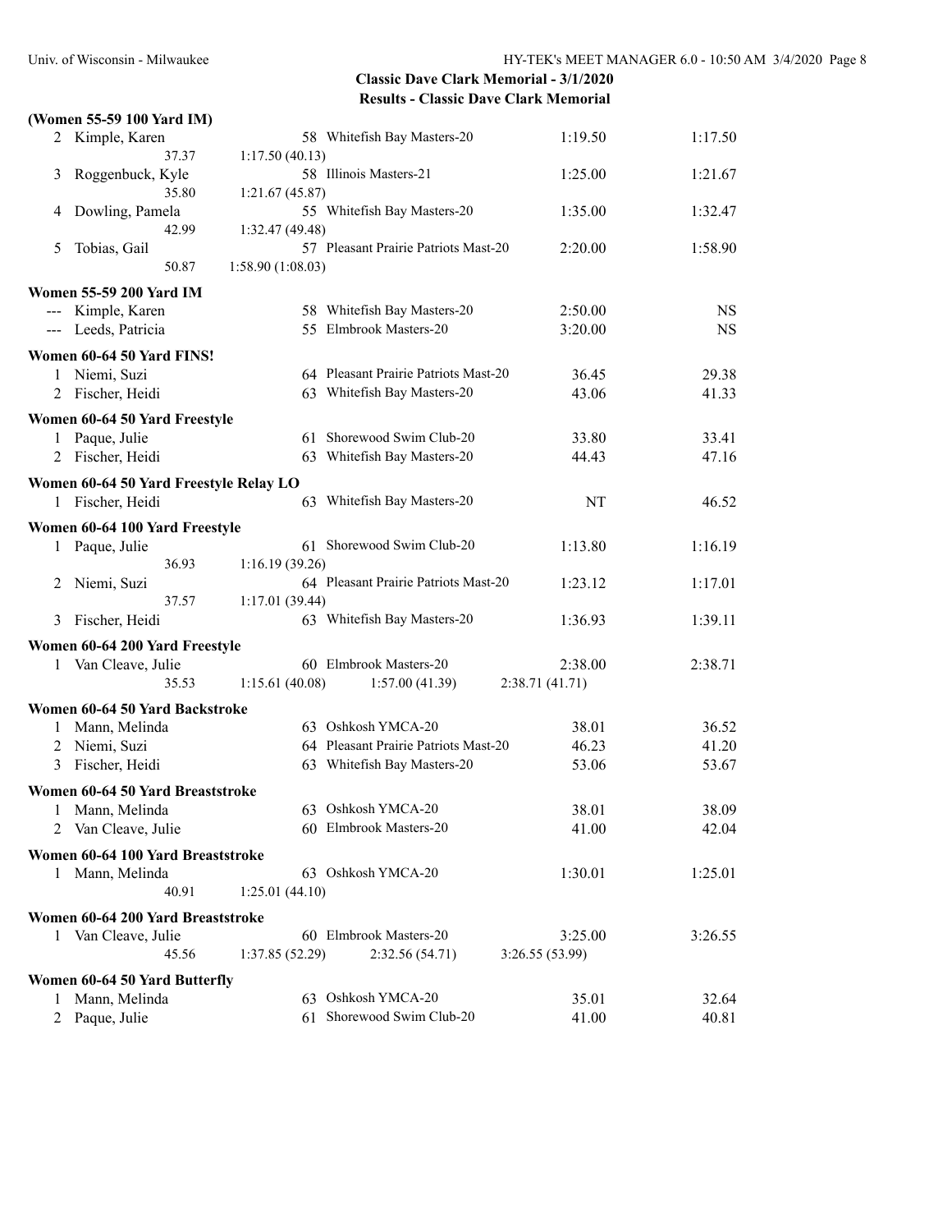## Classic Dave Clark Memorial - 3/1/2020

### Results - Classic Dave Clark Memorial

**(Women 55-59 100 Yard IM)**

| Place | Name | Age | Team | Seed Time | Finals Time |
|---|---|---|---|---|---|
| 2 | Kimple, Karen | 58 | Whitefish Bay Masters-20 | 1:19.50 | 1:17.50 |
| | 37.37 | 1:17.50 (40.13) | | | |
| 3 | Roggenbuck, Kyle | 58 | Illinois Masters-21 | 1:25.00 | 1:21.67 |
| | 35.80 | 1:21.67 (45.87) | | | |
| 4 | Dowling, Pamela | 55 | Whitefish Bay Masters-20 | 1:35.00 | 1:32.47 |
| | 42.99 | 1:32.47 (49.48) | | | |
| 5 | Tobias, Gail | 57 | Pleasant Prairie Patriots Mast-20 | 2:20.00 | 1:58.90 |
| | 50.87 | 1:58.90 (1:08.03) | | | |

**Women 55-59 200 Yard IM**

| Place | Name | Age | Team | Seed Time | Finals Time |
|---|---|---|---|---|---|
| --- | Kimple, Karen | 58 | Whitefish Bay Masters-20 | 2:50.00 | NS |
| --- | Leeds, Patricia | 55 | Elmbrook Masters-20 | 3:20.00 | NS |

**Women 60-64 50 Yard FINS!**

| Place | Name | Age | Team | Seed Time | Finals Time |
|---|---|---|---|---|---|
| 1 | Niemi, Suzi | 64 | Pleasant Prairie Patriots Mast-20 | 36.45 | 29.38 |
| 2 | Fischer, Heidi | 63 | Whitefish Bay Masters-20 | 43.06 | 41.33 |

**Women 60-64 50 Yard Freestyle**

| Place | Name | Age | Team | Seed Time | Finals Time |
|---|---|---|---|---|---|
| 1 | Paque, Julie | 61 | Shorewood Swim Club-20 | 33.80 | 33.41 |
| 2 | Fischer, Heidi | 63 | Whitefish Bay Masters-20 | 44.43 | 47.16 |

**Women 60-64 50 Yard Freestyle Relay LO**

| Place | Name | Age | Team | Seed Time | Finals Time |
|---|---|---|---|---|---|
| 1 | Fischer, Heidi | 63 | Whitefish Bay Masters-20 | NT | 46.52 |

**Women 60-64 100 Yard Freestyle**

| Place | Name | Age | Team | Seed Time | Finals Time |
|---|---|---|---|---|---|
| 1 | Paque, Julie | 61 | Shorewood Swim Club-20 | 1:13.80 | 1:16.19 |
| | 36.93 | 1:16.19 (39.26) | | | |
| 2 | Niemi, Suzi | 64 | Pleasant Prairie Patriots Mast-20 | 1:23.12 | 1:17.01 |
| | 37.57 | 1:17.01 (39.44) | | | |
| 3 | Fischer, Heidi | 63 | Whitefish Bay Masters-20 | 1:36.93 | 1:39.11 |

**Women 60-64 200 Yard Freestyle**

| Place | Name | Age | Team | Seed Time | Finals Time |
|---|---|---|---|---|---|
| 1 | Van Cleave, Julie | 60 | Elmbrook Masters-20 | 2:38.00 | 2:38.71 |
| | 35.53 | 1:15.61 (40.08) | 1:57.00 (41.39) | 2:38.71 (41.71) | |

**Women 60-64 50 Yard Backstroke**

| Place | Name | Age | Team | Seed Time | Finals Time |
|---|---|---|---|---|---|
| 1 | Mann, Melinda | 63 | Oshkosh YMCA-20 | 38.01 | 36.52 |
| 2 | Niemi, Suzi | 64 | Pleasant Prairie Patriots Mast-20 | 46.23 | 41.20 |
| 3 | Fischer, Heidi | 63 | Whitefish Bay Masters-20 | 53.06 | 53.67 |

**Women 60-64 50 Yard Breaststroke**

| Place | Name | Age | Team | Seed Time | Finals Time |
|---|---|---|---|---|---|
| 1 | Mann, Melinda | 63 | Oshkosh YMCA-20 | 38.01 | 38.09 |
| 2 | Van Cleave, Julie | 60 | Elmbrook Masters-20 | 41.00 | 42.04 |

**Women 60-64 100 Yard Breaststroke**

| Place | Name | Age | Team | Seed Time | Finals Time |
|---|---|---|---|---|---|
| 1 | Mann, Melinda | 63 | Oshkosh YMCA-20 | 1:30.01 | 1:25.01 |
| | 40.91 | 1:25.01 (44.10) | | | |

**Women 60-64 200 Yard Breaststroke**

| Place | Name | Age | Team | Seed Time | Finals Time |
|---|---|---|---|---|---|
| 1 | Van Cleave, Julie | 60 | Elmbrook Masters-20 | 3:25.00 | 3:26.55 |
| | 45.56 | 1:37.85 (52.29) | 2:32.56 (54.71) | 3:26.55 (53.99) | |

**Women 60-64 50 Yard Butterfly**

| Place | Name | Age | Team | Seed Time | Finals Time |
|---|---|---|---|---|---|
| 1 | Mann, Melinda | 63 | Oshkosh YMCA-20 | 35.01 | 32.64 |
| 2 | Paque, Julie | 61 | Shorewood Swim Club-20 | 41.00 | 40.81 |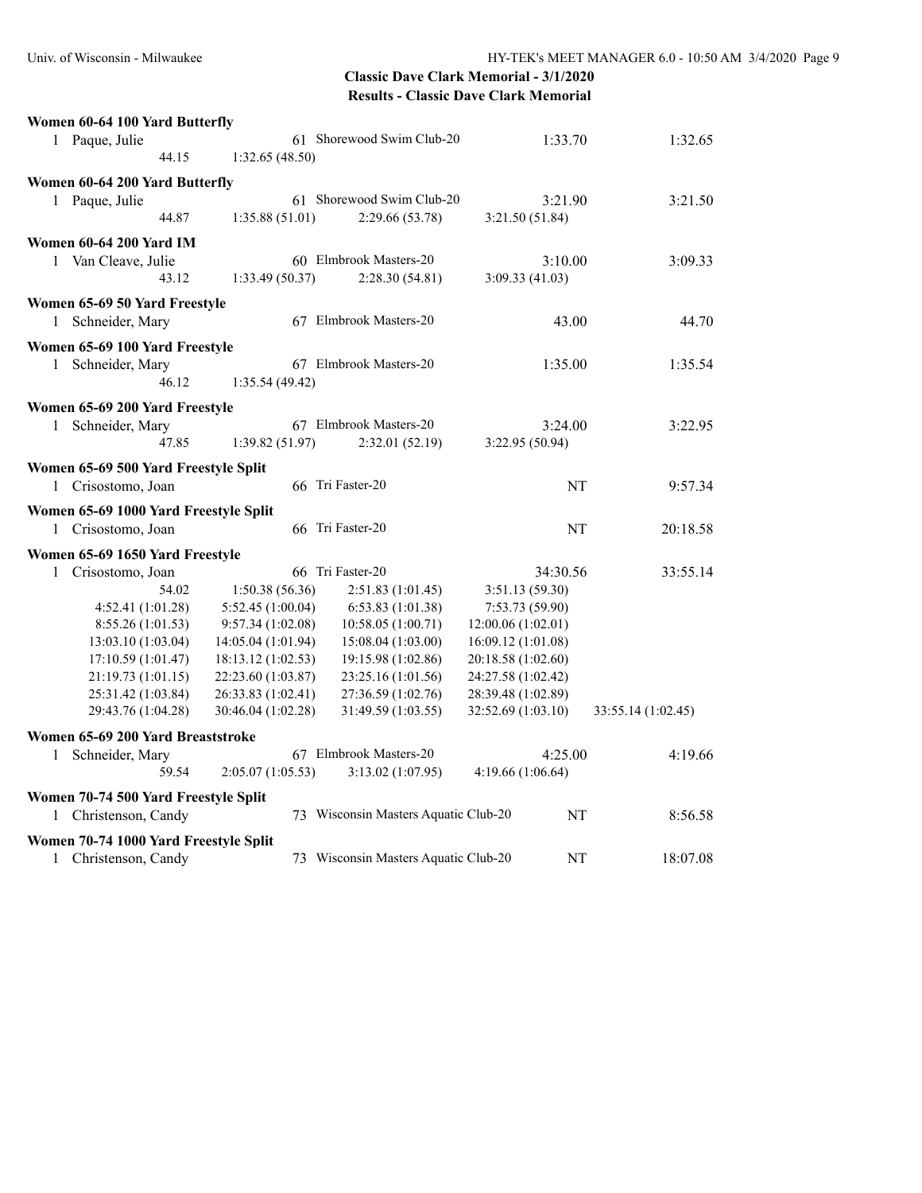## Classic Dave Clark Memorial - 3/1/2020

### Results - Classic Dave Clark Memorial

**Women 60-64 100 Yard Butterfly**

| | Name | Age | Team | Seed Time | Finals Time |
|---|---|---|---|---|---|
| 1 | Paque, Julie | 61 | Shorewood Swim Club-20 | 1:33.70 | 1:32.65 |

44.15 1:32.65 (48.50)

**Women 60-64 200 Yard Butterfly**

| | Name | Age | Team | Seed Time | Finals Time |
|---|---|---|---|---|---|
| 1 | Paque, Julie | 61 | Shorewood Swim Club-20 | 3:21.90 | 3:21.50 |

44.87 1:35.88 (51.01) 2:29.66 (53.78) 3:21.50 (51.84)

**Women 60-64 200 Yard IM**

| | Name | Age | Team | Seed Time | Finals Time |
|---|---|---|---|---|---|
| 1 | Van Cleave, Julie | 60 | Elmbrook Masters-20 | 3:10.00 | 3:09.33 |

43.12 1:33.49 (50.37) 2:28.30 (54.81) 3:09.33 (41.03)

**Women 65-69 50 Yard Freestyle**

| | Name | Age | Team | Seed Time | Finals Time |
|---|---|---|---|---|---|
| 1 | Schneider, Mary | 67 | Elmbrook Masters-20 | 43.00 | 44.70 |

**Women 65-69 100 Yard Freestyle**

| | Name | Age | Team | Seed Time | Finals Time |
|---|---|---|---|---|---|
| 1 | Schneider, Mary | 67 | Elmbrook Masters-20 | 1:35.00 | 1:35.54 |

46.12 1:35.54 (49.42)

**Women 65-69 200 Yard Freestyle**

| | Name | Age | Team | Seed Time | Finals Time |
|---|---|---|---|---|---|
| 1 | Schneider, Mary | 67 | Elmbrook Masters-20 | 3:24.00 | 3:22.95 |

47.85 1:39.82 (51.97) 2:32.01 (52.19) 3:22.95 (50.94)

**Women 65-69 500 Yard Freestyle Split**

| | Name | Age | Team | Seed Time | Finals Time |
|---|---|---|---|---|---|
| 1 | Crisostomo, Joan | 66 | Tri Faster-20 | NT | 9:57.34 |

**Women 65-69 1000 Yard Freestyle Split**

| | Name | Age | Team | Seed Time | Finals Time |
|---|---|---|---|---|---|
| 1 | Crisostomo, Joan | 66 | Tri Faster-20 | NT | 20:18.58 |

**Women 65-69 1650 Yard Freestyle**

| | Name | Age | Team | Seed Time | Finals Time |
|---|---|---|---|---|---|
| 1 | Crisostomo, Joan | 66 | Tri Faster-20 | 34:30.56 | 33:55.14 |

| | | | | |
|---|---|---|---|---|
| 54.02 | 1:50.38 (56.36) | 2:51.83 (1:01.45) | 3:51.13 (59.30) | |
| 4:52.41 (1:01.28) | 5:52.45 (1:00.04) | 6:53.83 (1:01.38) | 7:53.73 (59.90) | |
| 8:55.26 (1:01.53) | 9:57.34 (1:02.08) | 10:58.05 (1:00.71) | 12:00.06 (1:02.01) | |
| 13:03.10 (1:03.04) | 14:05.04 (1:01.94) | 15:08.04 (1:03.00) | 16:09.12 (1:01.08) | |
| 17:10.59 (1:01.47) | 18:13.12 (1:02.53) | 19:15.98 (1:02.86) | 20:18.58 (1:02.60) | |
| 21:19.73 (1:01.15) | 22:23.60 (1:03.87) | 23:25.16 (1:01.56) | 24:27.58 (1:02.42) | |
| 25:31.42 (1:03.84) | 26:33.83 (1:02.41) | 27:36.59 (1:02.76) | 28:39.48 (1:02.89) | |
| 29:43.76 (1:04.28) | 30:46.04 (1:02.28) | 31:49.59 (1:03.55) | 32:52.69 (1:03.10) | 33:55.14 (1:02.45) |

**Women 65-69 200 Yard Breaststroke**

| | Name | Age | Team | Seed Time | Finals Time |
|---|---|---|---|---|---|
| 1 | Schneider, Mary | 67 | Elmbrook Masters-20 | 4:25.00 | 4:19.66 |

59.54 2:05.07 (1:05.53) 3:13.02 (1:07.95) 4:19.66 (1:06.64)

**Women 70-74 500 Yard Freestyle Split**

| | Name | Age | Team | Seed Time | Finals Time |
|---|---|---|---|---|---|
| 1 | Christenson, Candy | 73 | Wisconsin Masters Aquatic Club-20 | NT | 8:56.58 |

**Women 70-74 1000 Yard Freestyle Split**

| | Name | Age | Team | Seed Time | Finals Time |
|---|---|---|---|---|---|
| 1 | Christenson, Candy | 73 | Wisconsin Masters Aquatic Club-20 | NT | 18:07.08 |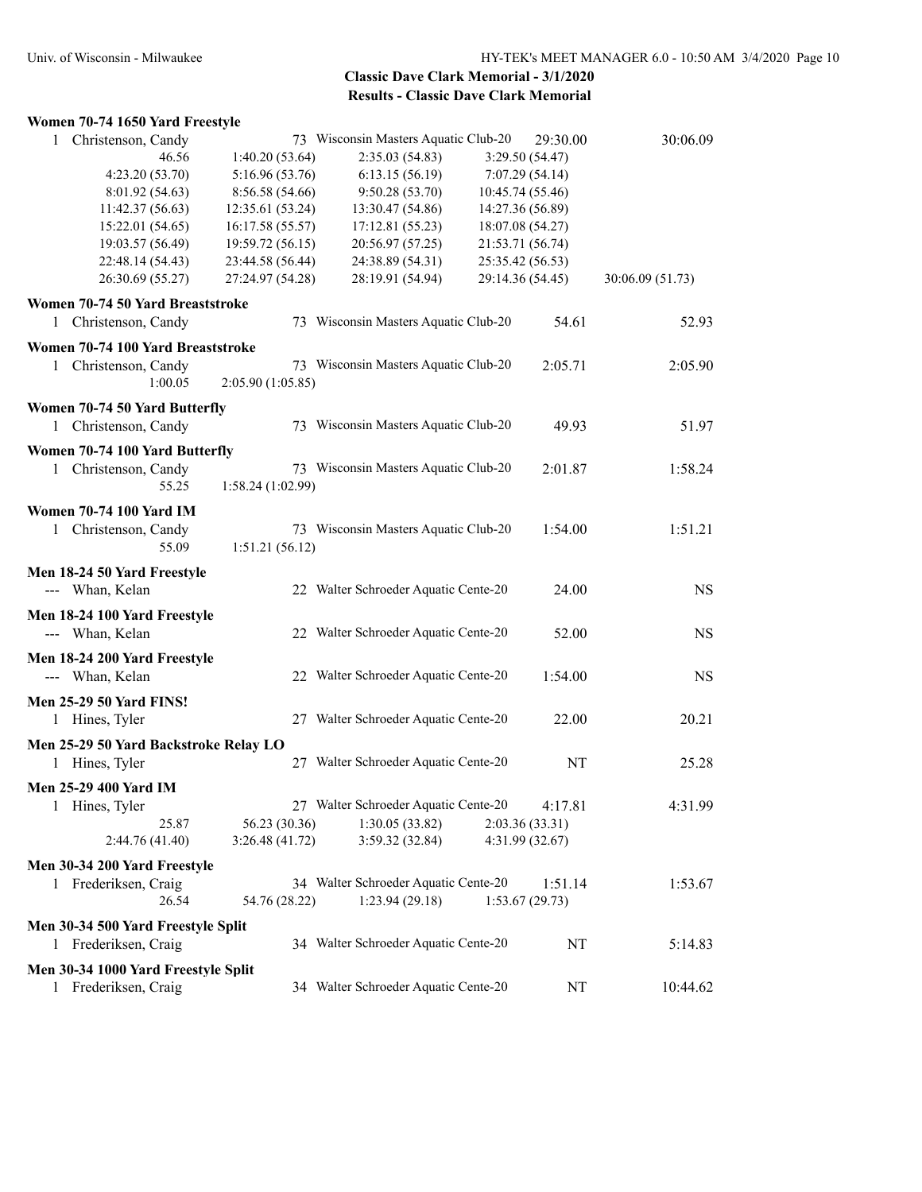## Classic Dave Clark Memorial - 3/1/2020
## Results - Classic Dave Clark Memorial

### Women 70-74 1650 Yard Freestyle

1 Christenson, Candy — 73 — Wisconsin Masters Aquatic Club-20 — 29:30.00 — 30:06.09

| | | | | |
|---|---|---|---|---|
| 46.56 | 1:40.20 (53.64) | 2:35.03 (54.83) | 3:29.50 (54.47) | |
| 4:23.20 (53.70) | 5:16.96 (53.76) | 6:13.15 (56.19) | 7:07.29 (54.14) | |
| 8:01.92 (54.63) | 8:56.58 (54.66) | 9:50.28 (53.70) | 10:45.74 (55.46) | |
| 11:42.37 (56.63) | 12:35.61 (53.24) | 13:30.47 (54.86) | 14:27.36 (56.89) | |
| 15:22.01 (54.65) | 16:17.58 (55.57) | 17:12.81 (55.23) | 18:07.08 (54.27) | |
| 19:03.57 (56.49) | 19:59.72 (56.15) | 20:56.97 (57.25) | 21:53.71 (56.74) | |
| 22:48.14 (54.43) | 23:44.58 (56.44) | 24:38.89 (54.31) | 25:35.42 (56.53) | |
| 26:30.69 (55.27) | 27:24.97 (54.28) | 28:19.91 (54.94) | 29:14.36 (54.45) | 30:06.09 (51.73) |

### Women 70-74 50 Yard Breaststroke

1 Christenson, Candy — 73 — Wisconsin Masters Aquatic Club-20 — 54.61 — 52.93

### Women 70-74 100 Yard Breaststroke

1 Christenson, Candy — 73 — Wisconsin Masters Aquatic Club-20 — 2:05.71 — 2:05.90

1:00.05 — 2:05.90 (1:05.85)

### Women 70-74 50 Yard Butterfly

1 Christenson, Candy — 73 — Wisconsin Masters Aquatic Club-20 — 49.93 — 51.97

### Women 70-74 100 Yard Butterfly

1 Christenson, Candy — 73 — Wisconsin Masters Aquatic Club-20 — 2:01.87 — 1:58.24

55.25 — 1:58.24 (1:02.99)

### Women 70-74 100 Yard IM

1 Christenson, Candy — 73 — Wisconsin Masters Aquatic Club-20 — 1:54.00 — 1:51.21

55.09 — 1:51.21 (56.12)

### Men 18-24 50 Yard Freestyle

--- Whan, Kelan — 22 — Walter Schroeder Aquatic Cente-20 — 24.00 — NS

### Men 18-24 100 Yard Freestyle

--- Whan, Kelan — 22 — Walter Schroeder Aquatic Cente-20 — 52.00 — NS

### Men 18-24 200 Yard Freestyle

--- Whan, Kelan — 22 — Walter Schroeder Aquatic Cente-20 — 1:54.00 — NS

### Men 25-29 50 Yard FINS!

1 Hines, Tyler — 27 — Walter Schroeder Aquatic Cente-20 — 22.00 — 20.21

### Men 25-29 50 Yard Backstroke Relay LO

1 Hines, Tyler — 27 — Walter Schroeder Aquatic Cente-20 — NT — 25.28

### Men 25-29 400 Yard IM

1 Hines, Tyler — 27 — Walter Schroeder Aquatic Cente-20 — 4:17.81 — 4:31.99

| | | | |
|---|---|---|---|
| 25.87 | 56.23 (30.36) | 1:30.05 (33.82) | 2:03.36 (33.31) |
| 2:44.76 (41.40) | 3:26.48 (41.72) | 3:59.32 (32.84) | 4:31.99 (32.67) |

### Men 30-34 200 Yard Freestyle

1 Frederiksen, Craig — 34 — Walter Schroeder Aquatic Cente-20 — 1:51.14 — 1:53.67

26.54 — 54.76 (28.22) — 1:23.94 (29.18) — 1:53.67 (29.73)

### Men 30-34 500 Yard Freestyle Split

1 Frederiksen, Craig — 34 — Walter Schroeder Aquatic Cente-20 — NT — 5:14.83

### Men 30-34 1000 Yard Freestyle Split

1 Frederiksen, Craig — 34 — Walter Schroeder Aquatic Cente-20 — NT — 10:44.62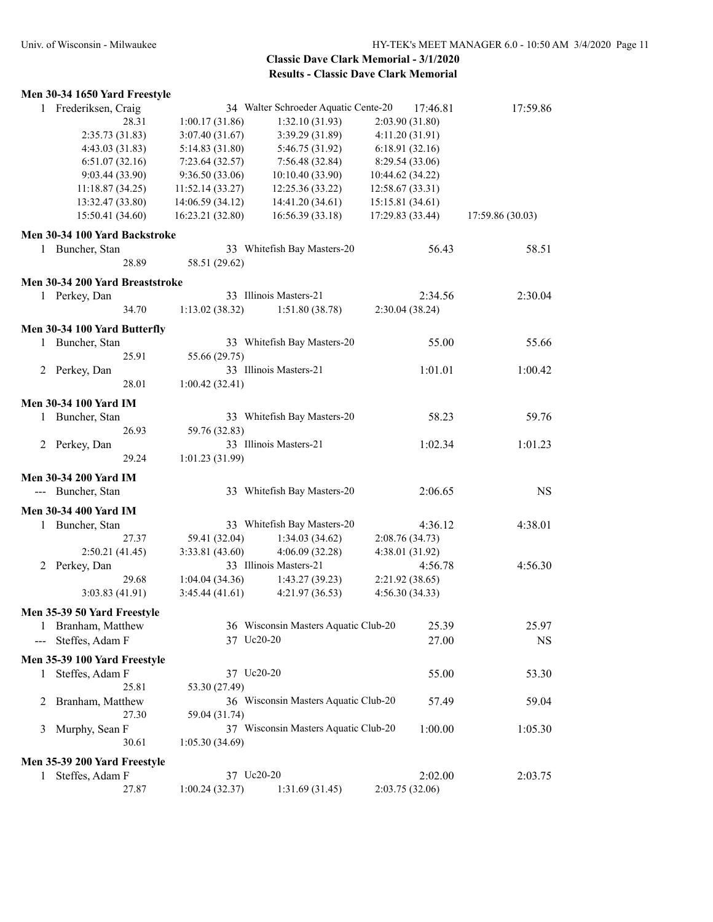**Classic Dave Clark Memorial - 3/1/2020**
**Results - Classic Dave Clark Memorial**

### Men 30-34 1650 Yard Freestyle

1 Frederiksen, Craig — 34 Walter Schroeder Aquatic Cente-20 — 17:46.81 — 17:59.86

| | | | | |
|---|---|---|---|---|
| 28.31 | 1:00.17 (31.86) | 1:32.10 (31.93) | 2:03.90 (31.80) | |
| 2:35.73 (31.83) | 3:07.40 (31.67) | 3:39.29 (31.89) | 4:11.20 (31.91) | |
| 4:43.03 (31.83) | 5:14.83 (31.80) | 5:46.75 (31.92) | 6:18.91 (32.16) | |
| 6:51.07 (32.16) | 7:23.64 (32.57) | 7:56.48 (32.84) | 8:29.54 (33.06) | |
| 9:03.44 (33.90) | 9:36.50 (33.06) | 10:10.40 (33.90) | 10:44.62 (34.22) | |
| 11:18.87 (34.25) | 11:52.14 (33.27) | 12:25.36 (33.22) | 12:58.67 (33.31) | |
| 13:32.47 (33.80) | 14:06.59 (34.12) | 14:41.20 (34.61) | 15:15.81 (34.61) | |
| 15:50.41 (34.60) | 16:23.21 (32.80) | 16:56.39 (33.18) | 17:29.83 (33.44) | 17:59.86 (30.03) |

### Men 30-34 100 Yard Backstroke

1 Buncher, Stan — 33 Whitefish Bay Masters-20 — 56.43 — 58.51
28.31 → 28.89, 58.51 (29.62)

### Men 30-34 200 Yard Breaststroke

1 Perkey, Dan — 33 Illinois Masters-21 — 2:34.56 — 2:30.04
34.70, 1:13.02 (38.32), 1:51.80 (38.78), 2:30.04 (38.24)

### Men 30-34 100 Yard Butterfly

1 Buncher, Stan — 33 Whitefish Bay Masters-20 — 55.00 — 55.66
25.91, 55.66 (29.75)

2 Perkey, Dan — 33 Illinois Masters-21 — 1:01.01 — 1:00.42
28.01, 1:00.42 (32.41)

### Men 30-34 100 Yard IM

1 Buncher, Stan — 33 Whitefish Bay Masters-20 — 58.23 — 59.76
26.93, 59.76 (32.83)

2 Perkey, Dan — 33 Illinois Masters-21 — 1:02.34 — 1:01.23
29.24, 1:01.23 (31.99)

### Men 30-34 200 Yard IM

--- Buncher, Stan — 33 Whitefish Bay Masters-20 — 2:06.65 — NS

### Men 30-34 400 Yard IM

1 Buncher, Stan — 33 Whitefish Bay Masters-20 — 4:36.12 — 4:38.01
27.37, 59.41 (32.04), 1:34.03 (34.62), 2:08.76 (34.73)
2:50.21 (41.45), 3:33.81 (43.60), 4:06.09 (32.28), 4:38.01 (31.92)

2 Perkey, Dan — 33 Illinois Masters-21 — 4:56.78 — 4:56.30
29.68, 1:04.04 (34.36), 1:43.27 (39.23), 2:21.92 (38.65)
3:03.83 (41.91), 3:45.44 (41.61), 4:21.97 (36.53), 4:56.30 (34.33)

### Men 35-39 50 Yard Freestyle

1 Branham, Matthew — 36 Wisconsin Masters Aquatic Club-20 — 25.39 — 25.97

--- Steffes, Adam F — 37 Uc20-20 — 27.00 — NS

### Men 35-39 100 Yard Freestyle

1 Steffes, Adam F — 37 Uc20-20 — 55.00 — 53.30
25.81, 53.30 (27.49)

2 Branham, Matthew — 36 Wisconsin Masters Aquatic Club-20 — 57.49 — 59.04
27.30, 59.04 (31.74)

3 Murphy, Sean F — 37 Wisconsin Masters Aquatic Club-20 — 1:00.00 — 1:05.30
30.61, 1:05.30 (34.69)

### Men 35-39 200 Yard Freestyle

1 Steffes, Adam F — 37 Uc20-20 — 2:02.00 — 2:03.75
27.87, 1:00.24 (32.37), 1:31.69 (31.45), 2:03.75 (32.06)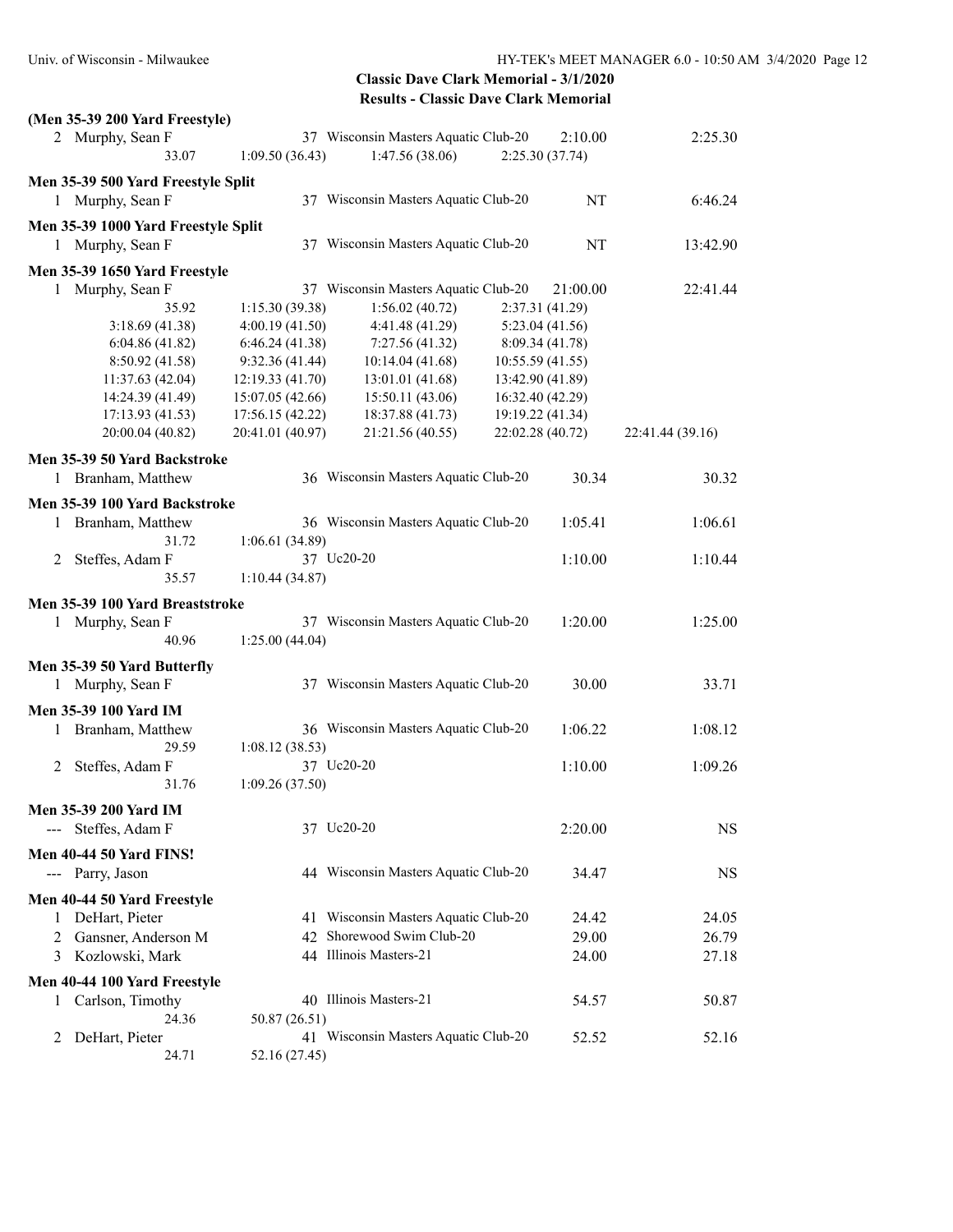**Classic Dave Clark Memorial - 3/1/2020**
**Results - Classic Dave Clark Memorial**

**(Men 35-39 200 Yard Freestyle)**

| | Name | Age | Team | Seed Time | Finals Time |
|---|---|---|---|---|---|
| 2 | Murphy, Sean F | 37 | Wisconsin Masters Aquatic Club-20 | 2:10.00 | 2:25.30 |

33.07 | 1:09.50 (36.43) | 1:47.56 (38.06) | 2:25.30 (37.74)

**Men 35-39 500 Yard Freestyle Split**

| | Name | Age | Team | Seed Time | Finals Time |
|---|---|---|---|---|---|
| 1 | Murphy, Sean F | 37 | Wisconsin Masters Aquatic Club-20 | NT | 6:46.24 |

**Men 35-39 1000 Yard Freestyle Split**

| | Name | Age | Team | Seed Time | Finals Time |
|---|---|---|---|---|---|
| 1 | Murphy, Sean F | 37 | Wisconsin Masters Aquatic Club-20 | NT | 13:42.90 |

**Men 35-39 1650 Yard Freestyle**

| | Name | Age | Team | Seed Time | Finals Time |
|---|---|---|---|---|---|
| 1 | Murphy, Sean F | 37 | Wisconsin Masters Aquatic Club-20 | 21:00.00 | 22:41.44 |

| | | | | |
|---|---|---|---|---|
| 35.92 | 1:15.30 (39.38) | 1:56.02 (40.72) | 2:37.31 (41.29) | |
| 3:18.69 (41.38) | 4:00.19 (41.50) | 4:41.48 (41.29) | 5:23.04 (41.56) | |
| 6:04.86 (41.82) | 6:46.24 (41.38) | 7:27.56 (41.32) | 8:09.34 (41.78) | |
| 8:50.92 (41.58) | 9:32.36 (41.44) | 10:14.04 (41.68) | 10:55.59 (41.55) | |
| 11:37.63 (42.04) | 12:19.33 (41.70) | 13:01.01 (41.68) | 13:42.90 (41.89) | |
| 14:24.39 (41.49) | 15:07.05 (42.66) | 15:50.11 (43.06) | 16:32.40 (42.29) | |
| 17:13.93 (41.53) | 17:56.15 (42.22) | 18:37.88 (41.73) | 19:19.22 (41.34) | |
| 20:00.04 (40.82) | 20:41.01 (40.97) | 21:21.56 (40.55) | 22:02.28 (40.72) | 22:41.44 (39.16) |

**Men 35-39 50 Yard Backstroke**

| | Name | Age | Team | Seed Time | Finals Time |
|---|---|---|---|---|---|
| 1 | Branham, Matthew | 36 | Wisconsin Masters Aquatic Club-20 | 30.34 | 30.32 |

**Men 35-39 100 Yard Backstroke**

| | Name | Age | Team | Seed Time | Finals Time |
|---|---|---|---|---|---|
| 1 | Branham, Matthew | 36 | Wisconsin Masters Aquatic Club-20 | 1:05.41 | 1:06.61 |
| | 31.72 | | 1:06.61 (34.89) | | |
| 2 | Steffes, Adam F | 37 | Uc20-20 | 1:10.00 | 1:10.44 |
| | 35.57 | | 1:10.44 (34.87) | | |

**Men 35-39 100 Yard Breaststroke**

| | Name | Age | Team | Seed Time | Finals Time |
|---|---|---|---|---|---|
| 1 | Murphy, Sean F | 37 | Wisconsin Masters Aquatic Club-20 | 1:20.00 | 1:25.00 |
| | 40.96 | | 1:25.00 (44.04) | | |

**Men 35-39 50 Yard Butterfly**

| | Name | Age | Team | Seed Time | Finals Time |
|---|---|---|---|---|---|
| 1 | Murphy, Sean F | 37 | Wisconsin Masters Aquatic Club-20 | 30.00 | 33.71 |

**Men 35-39 100 Yard IM**

| | Name | Age | Team | Seed Time | Finals Time |
|---|---|---|---|---|---|
| 1 | Branham, Matthew | 36 | Wisconsin Masters Aquatic Club-20 | 1:06.22 | 1:08.12 |
| | 29.59 | | 1:08.12 (38.53) | | |
| 2 | Steffes, Adam F | 37 | Uc20-20 | 1:10.00 | 1:09.26 |
| | 31.76 | | 1:09.26 (37.50) | | |

**Men 35-39 200 Yard IM**

| | Name | Age | Team | Seed Time | Finals Time |
|---|---|---|---|---|---|
| --- | Steffes, Adam F | 37 | Uc20-20 | 2:20.00 | NS |

**Men 40-44 50 Yard FINS!**

| | Name | Age | Team | Seed Time | Finals Time |
|---|---|---|---|---|---|
| --- | Parry, Jason | 44 | Wisconsin Masters Aquatic Club-20 | 34.47 | NS |

**Men 40-44 50 Yard Freestyle**

| | Name | Age | Team | Seed Time | Finals Time |
|---|---|---|---|---|---|
| 1 | DeHart, Pieter | 41 | Wisconsin Masters Aquatic Club-20 | 24.42 | 24.05 |
| 2 | Gansner, Anderson M | 42 | Shorewood Swim Club-20 | 29.00 | 26.79 |
| 3 | Kozlowski, Mark | 44 | Illinois Masters-21 | 24.00 | 27.18 |

**Men 40-44 100 Yard Freestyle**

| | Name | Age | Team | Seed Time | Finals Time |
|---|---|---|---|---|---|
| 1 | Carlson, Timothy | 40 | Illinois Masters-21 | 54.57 | 50.87 |
| | 24.36 | | 50.87 (26.51) | | |
| 2 | DeHart, Pieter | 41 | Wisconsin Masters Aquatic Club-20 | 52.52 | 52.16 |
| | 24.71 | | 52.16 (27.45) | | |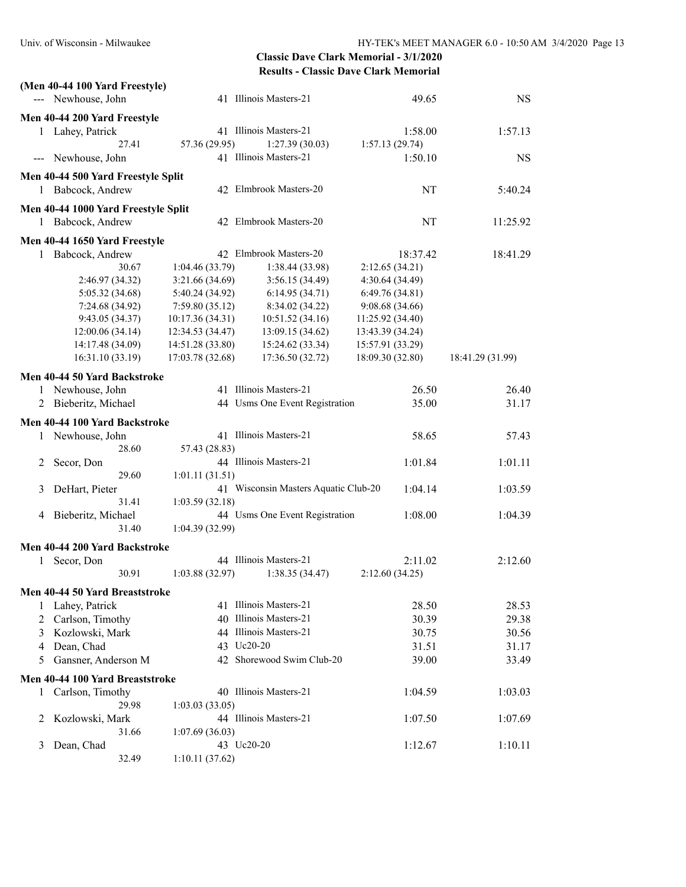**Classic Dave Clark Memorial - 3/1/2020**
**Results - Classic Dave Clark Memorial**

**(Men 40-44 100 Yard Freestyle)**

--- Newhouse, John 41 Illinois Masters-21 49.65 NS

**Men 40-44 200 Yard Freestyle**

1 Lahey, Patrick 41 Illinois Masters-21 1:58.00 1:57.13
27.41 57.36 (29.95) 1:27.39 (30.03) 1:57.13 (29.74)

--- Newhouse, John 41 Illinois Masters-21 1:50.10 NS

**Men 40-44 500 Yard Freestyle Split**

1 Babcock, Andrew 42 Elmbrook Masters-20 NT 5:40.24

**Men 40-44 1000 Yard Freestyle Split**

1 Babcock, Andrew 42 Elmbrook Masters-20 NT 11:25.92

**Men 40-44 1650 Yard Freestyle**

1 Babcock, Andrew 42 Elmbrook Masters-20 18:37.42 18:41.29
30.67 1:04.46 (33.79) 1:38.44 (33.98) 2:12.65 (34.21)
2:46.97 (34.32) 3:21.66 (34.69) 3:56.15 (34.49) 4:30.64 (34.49)
5:05.32 (34.68) 5:40.24 (34.92) 6:14.95 (34.71) 6:49.76 (34.81)
7:24.68 (34.92) 7:59.80 (35.12) 8:34.02 (34.22) 9:08.68 (34.66)
9:43.05 (34.37) 10:17.36 (34.31) 10:51.52 (34.16) 11:25.92 (34.40)
12:00.06 (34.14) 12:34.53 (34.47) 13:09.15 (34.62) 13:43.39 (34.24)
14:17.48 (34.09) 14:51.28 (33.80) 15:24.62 (33.34) 15:57.91 (33.29)
16:31.10 (33.19) 17:03.78 (32.68) 17:36.50 (32.72) 18:09.30 (32.80) 18:41.29 (31.99)

**Men 40-44 50 Yard Backstroke**

1 Newhouse, John 41 Illinois Masters-21 26.50 26.40
2 Bieberitz, Michael 44 Usms One Event Registration 35.00 31.17

**Men 40-44 100 Yard Backstroke**

1 Newhouse, John 41 Illinois Masters-21 58.65 57.43
28.60 57.43 (28.83)

2 Secor, Don 44 Illinois Masters-21 1:01.84 1:01.11
29.60 1:01.11 (31.51)

3 DeHart, Pieter 41 Wisconsin Masters Aquatic Club-20 1:04.14 1:03.59
31.41 1:03.59 (32.18)

4 Bieberitz, Michael 44 Usms One Event Registration 1:08.00 1:04.39
31.40 1:04.39 (32.99)

**Men 40-44 200 Yard Backstroke**

1 Secor, Don 44 Illinois Masters-21 2:11.02 2:12.60
30.91 1:03.88 (32.97) 1:38.35 (34.47) 2:12.60 (34.25)

**Men 40-44 50 Yard Breaststroke**

1 Lahey, Patrick 41 Illinois Masters-21 28.50 28.53
2 Carlson, Timothy 40 Illinois Masters-21 30.39 29.38
3 Kozlowski, Mark 44 Illinois Masters-21 30.75 30.56
4 Dean, Chad 43 Uc20-20 31.51 31.17
5 Gansner, Anderson M 42 Shorewood Swim Club-20 39.00 33.49

**Men 40-44 100 Yard Breaststroke**

1 Carlson, Timothy 40 Illinois Masters-21 1:04.59 1:03.03
29.98 1:03.03 (33.05)

2 Kozlowski, Mark 44 Illinois Masters-21 1:07.50 1:07.69
31.66 1:07.69 (36.03)

3 Dean, Chad 43 Uc20-20 1:12.67 1:10.11
32.49 1:10.11 (37.62)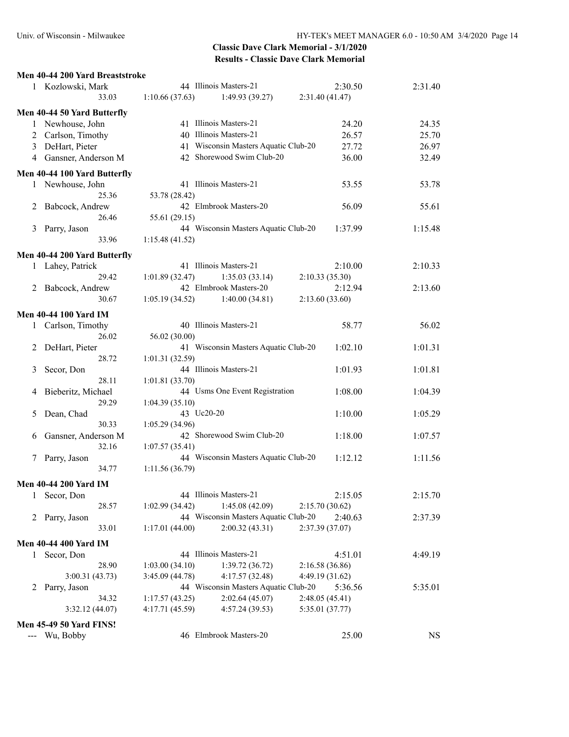## Classic Dave Clark Memorial - 3/1/2020
## Results - Classic Dave Clark Memorial

### Men 40-44 200 Yard Breaststroke

| Place | Name | Age | Team | Seed Time | Finals Time |
|---|---|---|---|---|---|
| 1 | Kozlowski, Mark | 44 | Illinois Masters-21 | 2:30.50 | 2:31.40 |
| | 33.03 | 1:10.66 (37.63) | 1:49.93 (39.27) | 2:31.40 (41.47) | |

### Men 40-44 50 Yard Butterfly

| Place | Name | Age | Team | Seed Time | Finals Time |
|---|---|---|---|---|---|
| 1 | Newhouse, John | 41 | Illinois Masters-21 | 24.20 | 24.35 |
| 2 | Carlson, Timothy | 40 | Illinois Masters-21 | 26.57 | 25.70 |
| 3 | DeHart, Pieter | 41 | Wisconsin Masters Aquatic Club-20 | 27.72 | 26.97 |
| 4 | Gansner, Anderson M | 42 | Shorewood Swim Club-20 | 36.00 | 32.49 |

### Men 40-44 100 Yard Butterfly

| Place | Name | Age | Team | Seed Time | Finals Time |
|---|---|---|---|---|---|
| 1 | Newhouse, John | 41 | Illinois Masters-21 | 53.55 | 53.78 |
| | 25.36 | 53.78 (28.42) | | | |
| 2 | Babcock, Andrew | 42 | Elmbrook Masters-20 | 56.09 | 55.61 |
| | 26.46 | 55.61 (29.15) | | | |
| 3 | Parry, Jason | 44 | Wisconsin Masters Aquatic Club-20 | 1:37.99 | 1:15.48 |
| | 33.96 | 1:15.48 (41.52) | | | |

### Men 40-44 200 Yard Butterfly

| Place | Name | Age | Team | Seed Time | Finals Time |
|---|---|---|---|---|---|
| 1 | Lahey, Patrick | 41 | Illinois Masters-21 | 2:10.00 | 2:10.33 |
| | 29.42 | 1:01.89 (32.47) | 1:35.03 (33.14) | 2:10.33 (35.30) | |
| 2 | Babcock, Andrew | 42 | Elmbrook Masters-20 | 2:12.94 | 2:13.60 |
| | 30.67 | 1:05.19 (34.52) | 1:40.00 (34.81) | 2:13.60 (33.60) | |

### Men 40-44 100 Yard IM

| Place | Name | Age | Team | Seed Time | Finals Time |
|---|---|---|---|---|---|
| 1 | Carlson, Timothy | 40 | Illinois Masters-21 | 58.77 | 56.02 |
| | 26.02 | 56.02 (30.00) | | | |
| 2 | DeHart, Pieter | 41 | Wisconsin Masters Aquatic Club-20 | 1:02.10 | 1:01.31 |
| | 28.72 | 1:01.31 (32.59) | | | |
| 3 | Secor, Don | 44 | Illinois Masters-21 | 1:01.93 | 1:01.81 |
| | 28.11 | 1:01.81 (33.70) | | | |
| 4 | Bieberitz, Michael | 44 | Usms One Event Registration | 1:08.00 | 1:04.39 |
| | 29.29 | 1:04.39 (35.10) | | | |
| 5 | Dean, Chad | 43 | Uc20-20 | 1:10.00 | 1:05.29 |
| | 30.33 | 1:05.29 (34.96) | | | |
| 6 | Gansner, Anderson M | 42 | Shorewood Swim Club-20 | 1:18.00 | 1:07.57 |
| | 32.16 | 1:07.57 (35.41) | | | |
| 7 | Parry, Jason | 44 | Wisconsin Masters Aquatic Club-20 | 1:12.12 | 1:11.56 |
| | 34.77 | 1:11.56 (36.79) | | | |

### Men 40-44 200 Yard IM

| Place | Name | Age | Team | Seed Time | Finals Time |
|---|---|---|---|---|---|
| 1 | Secor, Don | 44 | Illinois Masters-21 | 2:15.05 | 2:15.70 |
| | 28.57 | 1:02.99 (34.42) | 1:45.08 (42.09) | 2:15.70 (30.62) | |
| 2 | Parry, Jason | 44 | Wisconsin Masters Aquatic Club-20 | 2:40.63 | 2:37.39 |
| | 33.01 | 1:17.01 (44.00) | 2:00.32 (43.31) | 2:37.39 (37.07) | |

### Men 40-44 400 Yard IM

| Place | Name | Age | Team | Seed Time | Finals Time |
|---|---|---|---|---|---|
| 1 | Secor, Don | 44 | Illinois Masters-21 | 4:51.01 | 4:49.19 |
| | 28.90 | 1:03.00 (34.10) | 1:39.72 (36.72) | 2:16.58 (36.86) | |
| | 3:00.31 (43.73) | 3:45.09 (44.78) | 4:17.57 (32.48) | 4:49.19 (31.62) | |
| 2 | Parry, Jason | 44 | Wisconsin Masters Aquatic Club-20 | 5:36.56 | 5:35.01 |
| | 34.32 | 1:17.57 (43.25) | 2:02.64 (45.07) | 2:48.05 (45.41) | |
| | 3:32.12 (44.07) | 4:17.71 (45.59) | 4:57.24 (39.53) | 5:35.01 (37.77) | |

### Men 45-49 50 Yard FINS!

| Place | Name | Age | Team | Seed Time | Finals Time |
|---|---|---|---|---|---|
| --- | Wu, Bobby | 46 | Elmbrook Masters-20 | 25.00 | NS |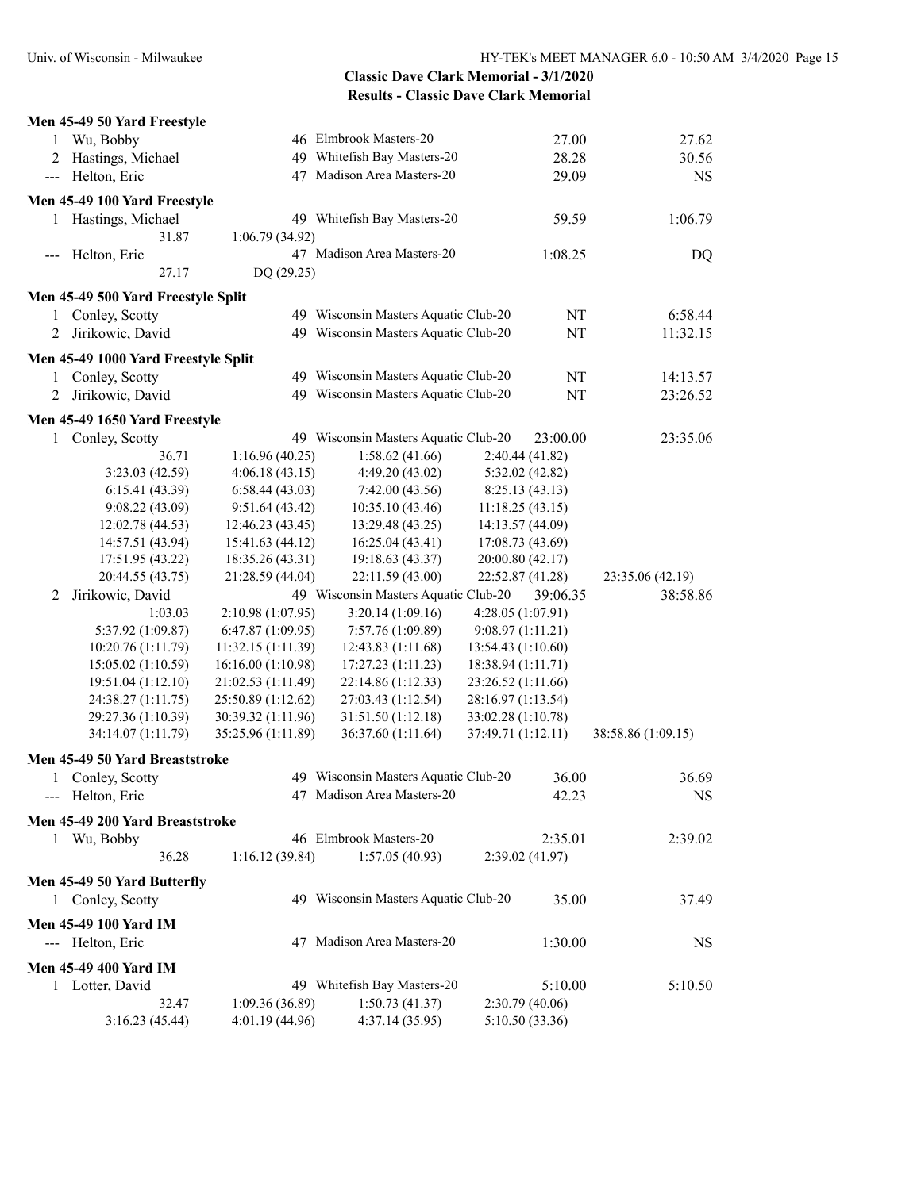**Classic Dave Clark Memorial - 3/1/2020**
**Results - Classic Dave Clark Memorial**

### Men 45-49 50 Yard Freestyle

| Place | Name | Age | Team | Seed Time | Finals Time |
|---|---|---|---|---|---|
| 1 | Wu, Bobby | 46 | Elmbrook Masters-20 | 27.00 | 27.62 |
| 2 | Hastings, Michael | 49 | Whitefish Bay Masters-20 | 28.28 | 30.56 |
| --- | Helton, Eric | 47 | Madison Area Masters-20 | 29.09 | NS |

### Men 45-49 100 Yard Freestyle

| Place | Name | Age | Team | Seed Time | Finals Time |
|---|---|---|---|---|---|
| 1 | Hastings, Michael | 49 | Whitefish Bay Masters-20 | 59.59 | 1:06.79 |
| | 31.87 | 1:06.79 (34.92) | | | |
| --- | Helton, Eric | 47 | Madison Area Masters-20 | 1:08.25 | DQ |
| | 27.17 | DQ (29.25) | | | |

### Men 45-49 500 Yard Freestyle Split

| Place | Name | Age | Team | Seed Time | Finals Time |
|---|---|---|---|---|---|
| 1 | Conley, Scotty | 49 | Wisconsin Masters Aquatic Club-20 | NT | 6:58.44 |
| 2 | Jirikowic, David | 49 | Wisconsin Masters Aquatic Club-20 | NT | 11:32.15 |

### Men 45-49 1000 Yard Freestyle Split

| Place | Name | Age | Team | Seed Time | Finals Time |
|---|---|---|---|---|---|
| 1 | Conley, Scotty | 49 | Wisconsin Masters Aquatic Club-20 | NT | 14:13.57 |
| 2 | Jirikowic, David | 49 | Wisconsin Masters Aquatic Club-20 | NT | 23:26.52 |

### Men 45-49 1650 Yard Freestyle

1 Conley, Scotty — 49 — Wisconsin Masters Aquatic Club-20 — 23:00.00 — 23:35.06

| | | | | |
|---|---|---|---|---|
| 36.71 | 1:16.96 (40.25) | 1:58.62 (41.66) | 2:40.44 (41.82) | |
| 3:23.03 (42.59) | 4:06.18 (43.15) | 4:49.20 (43.02) | 5:32.02 (42.82) | |
| 6:15.41 (43.39) | 6:58.44 (43.03) | 7:42.00 (43.56) | 8:25.13 (43.13) | |
| 9:08.22 (43.09) | 9:51.64 (43.42) | 10:35.10 (43.46) | 11:18.25 (43.15) | |
| 12:02.78 (44.53) | 12:46.23 (43.45) | 13:29.48 (43.25) | 14:13.57 (44.09) | |
| 14:57.51 (43.94) | 15:41.63 (44.12) | 16:25.04 (43.41) | 17:08.73 (43.69) | |
| 17:51.95 (43.22) | 18:35.26 (43.31) | 19:18.63 (43.37) | 20:00.80 (42.17) | |
| 20:44.55 (43.75) | 21:28.59 (44.04) | 22:11.59 (43.00) | 22:52.87 (41.28) | 23:35.06 (42.19) |

2 Jirikowic, David — 49 — Wisconsin Masters Aquatic Club-20 — 39:06.35 — 38:58.86

| | | | | |
|---|---|---|---|---|
| 1:03.03 | 2:10.98 (1:07.95) | 3:20.14 (1:09.16) | 4:28.05 (1:07.91) | |
| 5:37.92 (1:09.87) | 6:47.87 (1:09.95) | 7:57.76 (1:09.89) | 9:08.97 (1:11.21) | |
| 10:20.76 (1:11.79) | 11:32.15 (1:11.39) | 12:43.83 (1:11.68) | 13:54.43 (1:10.60) | |
| 15:05.02 (1:10.59) | 16:16.00 (1:10.98) | 17:27.23 (1:11.23) | 18:38.94 (1:11.71) | |
| 19:51.04 (1:12.10) | 21:02.53 (1:11.49) | 22:14.86 (1:12.33) | 23:26.52 (1:11.66) | |
| 24:38.27 (1:11.75) | 25:50.89 (1:12.62) | 27:03.43 (1:12.54) | 28:16.97 (1:13.54) | |
| 29:27.36 (1:10.39) | 30:39.32 (1:11.96) | 31:51.50 (1:12.18) | 33:02.28 (1:10.78) | |
| 34:14.07 (1:11.79) | 35:25.96 (1:11.89) | 36:37.60 (1:11.64) | 37:49.71 (1:12.11) | 38:58.86 (1:09.15) |

### Men 45-49 50 Yard Breaststroke

| Place | Name | Age | Team | Seed Time | Finals Time |
|---|---|---|---|---|---|
| 1 | Conley, Scotty | 49 | Wisconsin Masters Aquatic Club-20 | 36.00 | 36.69 |
| --- | Helton, Eric | 47 | Madison Area Masters-20 | 42.23 | NS |

### Men 45-49 200 Yard Breaststroke

| Place | Name | Age | Team | Seed Time | Finals Time |
|---|---|---|---|---|---|
| 1 | Wu, Bobby | 46 | Elmbrook Masters-20 | 2:35.01 | 2:39.02 |
| | 36.28 | 1:16.12 (39.84) | 1:57.05 (40.93) | 2:39.02 (41.97) | |

### Men 45-49 50 Yard Butterfly

| Place | Name | Age | Team | Seed Time | Finals Time |
|---|---|---|---|---|---|
| 1 | Conley, Scotty | 49 | Wisconsin Masters Aquatic Club-20 | 35.00 | 37.49 |

### Men 45-49 100 Yard IM

| Place | Name | Age | Team | Seed Time | Finals Time |
|---|---|---|---|---|---|
| --- | Helton, Eric | 47 | Madison Area Masters-20 | 1:30.00 | NS |

### Men 45-49 400 Yard IM

1 Lotter, David — 49 — Whitefish Bay Masters-20 — 5:10.00 — 5:10.50

| | | | |
|---|---|---|---|
| 32.47 | 1:09.36 (36.89) | 1:50.73 (41.37) | 2:30.79 (40.06) |
| 3:16.23 (45.44) | 4:01.19 (44.96) | 4:37.14 (35.95) | 5:10.50 (33.36) |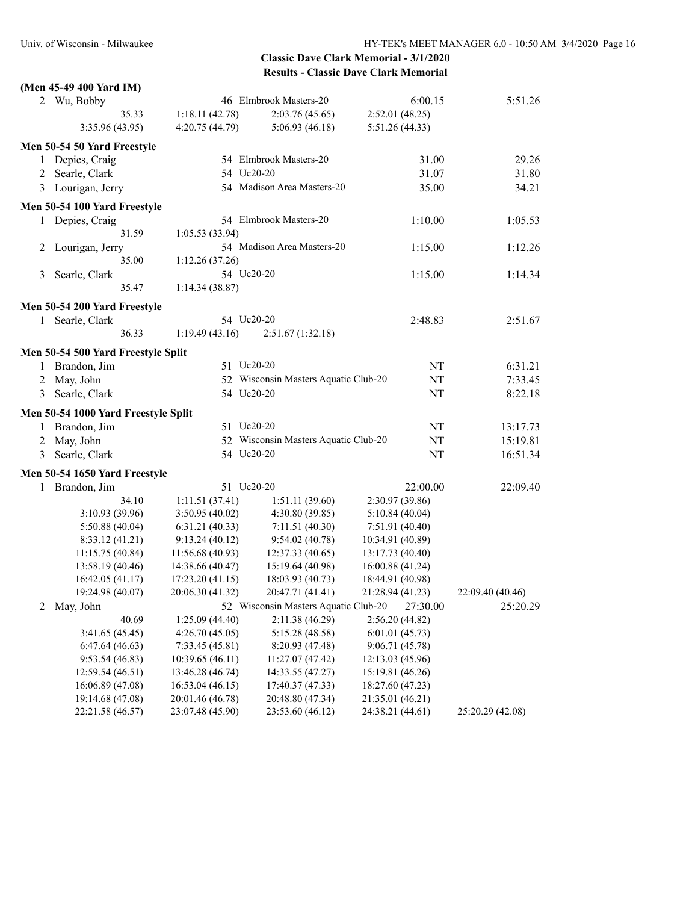**Classic Dave Clark Memorial - 3/1/2020**
**Results - Classic Dave Clark Memorial**

**(Men 45-49 400 Yard IM)**

```
  2 Wu, Bobby                        46 Elmbrook Masters-20                  6:00.15          5:51.26
            35.33     1:18.11 (42.78)     2:03.76 (45.65)     2:52.01 (48.25)
      3:35.96 (43.95)     4:20.75 (44.79)     5:06.93 (46.18)     5:51.26 (44.33)
```

**Men 50-54 50 Yard Freestyle**

```
  1 Depies, Craig                    54 Elmbrook Masters-20                    31.00            29.26
  2 Searle, Clark                    54 Uc20-20                                31.07            31.80
  3 Lourigan, Jerry                  54 Madison Area Masters-20                35.00            34.21
```

**Men 50-54 100 Yard Freestyle**

```
  1 Depies, Craig                    54 Elmbrook Masters-20                  1:10.00          1:05.53
            31.59     1:05.53 (33.94)
  2 Lourigan, Jerry                  54 Madison Area Masters-20              1:15.00          1:12.26
            35.00     1:12.26 (37.26)
  3 Searle, Clark                    54 Uc20-20                              1:15.00          1:14.34
            35.47     1:14.34 (38.87)
```

**Men 50-54 200 Yard Freestyle**

```
  1 Searle, Clark                    54 Uc20-20                              2:48.83          2:51.67
            36.33     1:19.49 (43.16)     2:51.67 (1:32.18)
```

**Men 50-54 500 Yard Freestyle Split**

```
  1 Brandon, Jim                     51 Uc20-20                                   NT          6:31.21
  2 May, John                        52 Wisconsin Masters Aquatic Club-20         NT          7:33.45
  3 Searle, Clark                    54 Uc20-20                                   NT          8:22.18
```

**Men 50-54 1000 Yard Freestyle Split**

```
  1 Brandon, Jim                     51 Uc20-20                                   NT         13:17.73
  2 May, John                        52 Wisconsin Masters Aquatic Club-20         NT         15:19.81
  3 Searle, Clark                    54 Uc20-20                                   NT         16:51.34
```

**Men 50-54 1650 Yard Freestyle**

```
  1 Brandon, Jim                     51 Uc20-20                             22:00.00         22:09.40
            34.10     1:11.51 (37.41)     1:51.11 (39.60)     2:30.97 (39.86)
      3:10.93 (39.96)     3:50.95 (40.02)     4:30.80 (39.85)     5:10.84 (40.04)
      5:50.88 (40.04)     6:31.21 (40.33)     7:11.51 (40.30)     7:51.91 (40.40)
      8:33.12 (41.21)     9:13.24 (40.12)     9:54.02 (40.78)    10:34.91 (40.89)
     11:15.75 (40.84)    11:56.68 (40.93)    12:37.33 (40.65)    13:17.73 (40.40)
     13:58.19 (40.46)    14:38.66 (40.47)    15:19.64 (40.98)    16:00.88 (41.24)
     16:42.05 (41.17)    17:23.20 (41.15)    18:03.93 (40.73)    18:44.91 (40.98)
     19:24.98 (40.07)    20:06.30 (41.32)    20:47.71 (41.41)    21:28.94 (41.23)    22:09.40 (40.46)
  2 May, John                        52 Wisconsin Masters Aquatic Club-20   27:30.00         25:20.29
            40.69     1:25.09 (44.40)     2:11.38 (46.29)     2:56.20 (44.82)
      3:41.65 (45.45)     4:26.70 (45.05)     5:15.28 (48.58)     6:01.01 (45.73)
      6:47.64 (46.63)     7:33.45 (45.81)     8:20.93 (47.48)     9:06.71 (45.78)
      9:53.54 (46.83)    10:39.65 (46.11)    11:27.07 (47.42)    12:13.03 (45.96)
     12:59.54 (46.51)    13:46.28 (46.74)    14:33.55 (47.27)    15:19.81 (46.26)
     16:06.89 (47.08)    16:53.04 (46.15)    17:40.37 (47.33)    18:27.60 (47.23)
     19:14.68 (47.08)    20:01.46 (46.78)    20:48.80 (47.34)    21:35.01 (46.21)
     22:21.58 (46.57)    23:07.48 (45.90)    23:53.60 (46.12)    24:38.21 (44.61)    25:20.29 (42.08)
```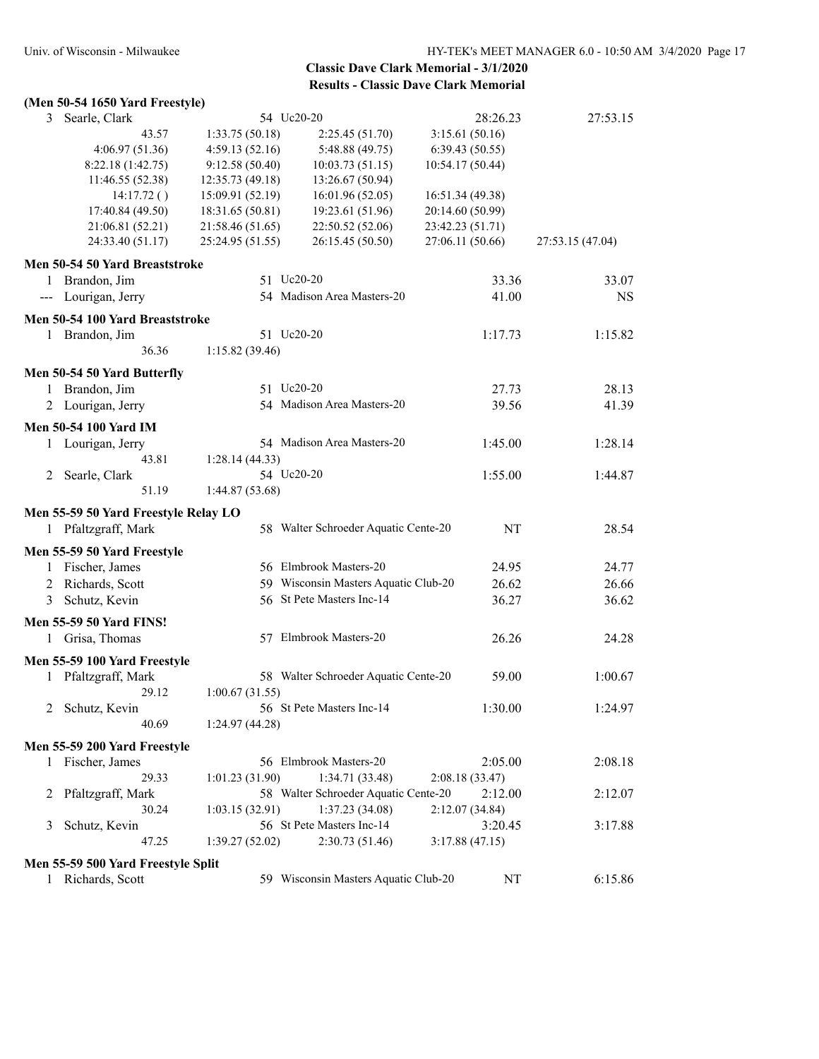## Classic Dave Clark Memorial - 3/1/2020
### Results - Classic Dave Clark Memorial

**(Men 50-54 1650 Yard Freestyle)**

| | Name | Age | Team | Seed Time | Finals Time |
|---|---|---|---|---|---|
| 3 | Searle, Clark | 54 | Uc20-20 | 28:26.23 | 27:53.15 |

43.57 | 1:33.75 (50.18) | 2:25.45 (51.70) | 3:15.61 (50.16)
4:06.97 (51.36) | 4:59.13 (52.16) | 5:48.88 (49.75) | 6:39.43 (50.55)
8:22.18 (1:42.75) | 9:12.58 (50.40) | 10:03.73 (51.15) | 10:54.17 (50.44)
11:46.55 (52.38) | 12:35.73 (49.18) | 13:26.67 (50.94)
14:17.72 ( ) | 15:09.91 (52.19) | 16:01.96 (52.05) | 16:51.34 (49.38)
17:40.84 (49.50) | 18:31.65 (50.81) | 19:23.61 (51.96) | 20:14.60 (50.99)
21:06.81 (52.21) | 21:58.46 (51.65) | 22:50.52 (52.06) | 23:42.23 (51.71)
24:33.40 (51.17) | 25:24.95 (51.55) | 26:15.45 (50.50) | 27:06.11 (50.66) | 27:53.15 (47.04)

**Men 50-54 50 Yard Breaststroke**

| | Name | Age | Team | Seed Time | Finals Time |
|---|---|---|---|---|---|
| 1 | Brandon, Jim | 51 | Uc20-20 | 33.36 | 33.07 |
| --- | Lourigan, Jerry | 54 | Madison Area Masters-20 | 41.00 | NS |

**Men 50-54 100 Yard Breaststroke**

| | Name | Age | Team | Seed Time | Finals Time |
|---|---|---|---|---|---|
| 1 | Brandon, Jim | 51 | Uc20-20 | 1:17.73 | 1:15.82 |

36.36 | 1:15.82 (39.46)

**Men 50-54 50 Yard Butterfly**

| | Name | Age | Team | Seed Time | Finals Time |
|---|---|---|---|---|---|
| 1 | Brandon, Jim | 51 | Uc20-20 | 27.73 | 28.13 |
| 2 | Lourigan, Jerry | 54 | Madison Area Masters-20 | 39.56 | 41.39 |

**Men 50-54 100 Yard IM**

| | Name | Age | Team | Seed Time | Finals Time |
|---|---|---|---|---|---|
| 1 | Lourigan, Jerry | 54 | Madison Area Masters-20 | 1:45.00 | 1:28.14 |
| | 43.81 | 1:28.14 (44.33) | | | |
| 2 | Searle, Clark | 54 | Uc20-20 | 1:55.00 | 1:44.87 |
| | 51.19 | 1:44.87 (53.68) | | | |

**Men 55-59 50 Yard Freestyle Relay LO**

| | Name | Age | Team | Seed Time | Finals Time |
|---|---|---|---|---|---|
| 1 | Pfaltzgraff, Mark | 58 | Walter Schroeder Aquatic Cente-20 | NT | 28.54 |

**Men 55-59 50 Yard Freestyle**

| | Name | Age | Team | Seed Time | Finals Time |
|---|---|---|---|---|---|
| 1 | Fischer, James | 56 | Elmbrook Masters-20 | 24.95 | 24.77 |
| 2 | Richards, Scott | 59 | Wisconsin Masters Aquatic Club-20 | 26.62 | 26.66 |
| 3 | Schutz, Kevin | 56 | St Pete Masters Inc-14 | 36.27 | 36.62 |

**Men 55-59 50 Yard FINS!**

| | Name | Age | Team | Seed Time | Finals Time |
|---|---|---|---|---|---|
| 1 | Grisa, Thomas | 57 | Elmbrook Masters-20 | 26.26 | 24.28 |

**Men 55-59 100 Yard Freestyle**

| | Name | Age | Team | Seed Time | Finals Time |
|---|---|---|---|---|---|
| 1 | Pfaltzgraff, Mark | 58 | Walter Schroeder Aquatic Cente-20 | 59.00 | 1:00.67 |
| | 29.12 | 1:00.67 (31.55) | | | |
| 2 | Schutz, Kevin | 56 | St Pete Masters Inc-14 | 1:30.00 | 1:24.97 |
| | 40.69 | 1:24.97 (44.28) | | | |

**Men 55-59 200 Yard Freestyle**

| | Name | Age | Team | Seed Time | Finals Time |
|---|---|---|---|---|---|
| 1 | Fischer, James | 56 | Elmbrook Masters-20 | 2:05.00 | 2:08.18 |
| | 29.33 | 1:01.23 (31.90) | 1:34.71 (33.48) | 2:08.18 (33.47) | |
| 2 | Pfaltzgraff, Mark | 58 | Walter Schroeder Aquatic Cente-20 | 2:12.00 | 2:12.07 |
| | 30.24 | 1:03.15 (32.91) | 1:37.23 (34.08) | 2:12.07 (34.84) | |
| 3 | Schutz, Kevin | 56 | St Pete Masters Inc-14 | 3:20.45 | 3:17.88 |
| | 47.25 | 1:39.27 (52.02) | 2:30.73 (51.46) | 3:17.88 (47.15) | |

**Men 55-59 500 Yard Freestyle Split**

| | Name | Age | Team | Seed Time | Finals Time |
|---|---|---|---|---|---|
| 1 | Richards, Scott | 59 | Wisconsin Masters Aquatic Club-20 | NT | 6:15.86 |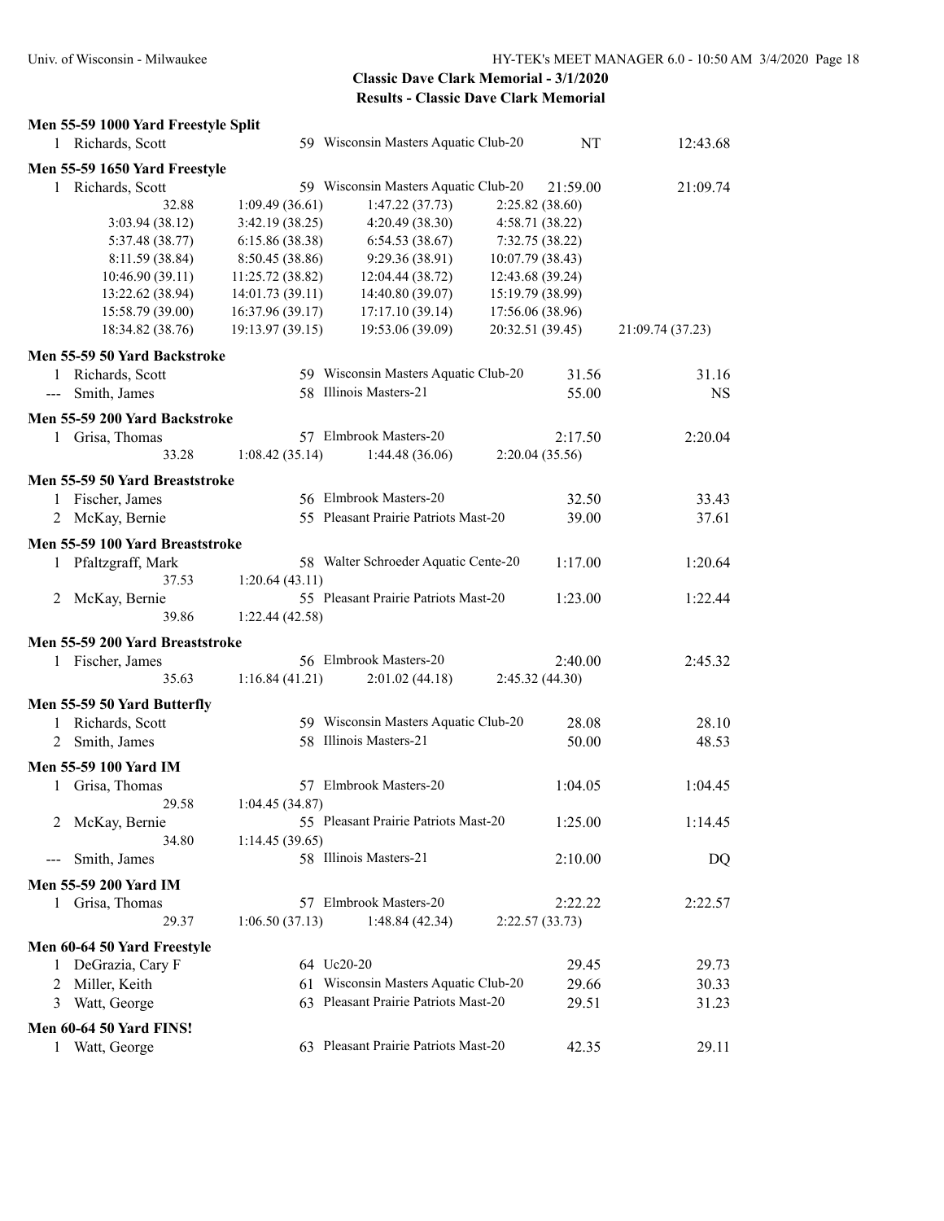## Classic Dave Clark Memorial - 3/1/2020
## Results - Classic Dave Clark Memorial

### Men 55-59 1000 Yard Freestyle Split

| Place | Name | Age | Team | Seed Time | Finals Time |
|---|---|---|---|---|---|
| 1 | Richards, Scott | 59 | Wisconsin Masters Aquatic Club-20 | NT | 12:43.68 |

### Men 55-59 1650 Yard Freestyle

| Place | Name | Age | Team | Seed Time | Finals Time |
|---|---|---|---|---|---|
| 1 | Richards, Scott | 59 | Wisconsin Masters Aquatic Club-20 | 21:59.00 | 21:09.74 |

Splits:
32.88, 1:09.49 (36.61), 1:47.22 (37.73), 2:25.82 (38.60),
3:03.94 (38.12), 3:42.19 (38.25), 4:20.49 (38.30), 4:58.71 (38.22),
5:37.48 (38.77), 6:15.86 (38.38), 6:54.53 (38.67), 7:32.75 (38.22),
8:11.59 (38.84), 8:50.45 (38.86), 9:29.36 (38.91), 10:07.79 (38.43),
10:46.90 (39.11), 11:25.72 (38.82), 12:04.44 (38.72), 12:43.68 (39.24),
13:22.62 (38.94), 14:01.73 (39.11), 14:40.80 (39.07), 15:19.79 (38.99),
15:58.79 (39.00), 16:37.96 (39.17), 17:17.10 (39.14), 17:56.06 (38.96),
18:34.82 (38.76), 19:13.97 (39.15), 19:53.06 (39.09), 20:32.51 (39.45), 21:09.74 (37.23)

### Men 55-59 50 Yard Backstroke

| Place | Name | Age | Team | Seed Time | Finals Time |
|---|---|---|---|---|---|
| 1 | Richards, Scott | 59 | Wisconsin Masters Aquatic Club-20 | 31.56 | 31.16 |
| --- | Smith, James | 58 | Illinois Masters-21 | 55.00 | NS |

### Men 55-59 200 Yard Backstroke

| Place | Name | Age | Team | Seed Time | Finals Time |
|---|---|---|---|---|---|
| 1 | Grisa, Thomas | 57 | Elmbrook Masters-20 | 2:17.50 | 2:20.04 |

Splits: 33.28, 1:08.42 (35.14), 1:44.48 (36.06), 2:20.04 (35.56)

### Men 55-59 50 Yard Breaststroke

| Place | Name | Age | Team | Seed Time | Finals Time |
|---|---|---|---|---|---|
| 1 | Fischer, James | 56 | Elmbrook Masters-20 | 32.50 | 33.43 |
| 2 | McKay, Bernie | 55 | Pleasant Prairie Patriots Mast-20 | 39.00 | 37.61 |

### Men 55-59 100 Yard Breaststroke

| Place | Name | Age | Team | Seed Time | Finals Time |
|---|---|---|---|---|---|
| 1 | Pfaltzgraff, Mark | 58 | Walter Schroeder Aquatic Cente-20 | 1:17.00 | 1:20.64 |
| | 37.53, 1:20.64 (43.11) | | | | |
| 2 | McKay, Bernie | 55 | Pleasant Prairie Patriots Mast-20 | 1:23.00 | 1:22.44 |
| | 39.86, 1:22.44 (42.58) | | | | |

### Men 55-59 200 Yard Breaststroke

| Place | Name | Age | Team | Seed Time | Finals Time |
|---|---|---|---|---|---|
| 1 | Fischer, James | 56 | Elmbrook Masters-20 | 2:40.00 | 2:45.32 |

Splits: 35.63, 1:16.84 (41.21), 2:01.02 (44.18), 2:45.32 (44.30)

### Men 55-59 50 Yard Butterfly

| Place | Name | Age | Team | Seed Time | Finals Time |
|---|---|---|---|---|---|
| 1 | Richards, Scott | 59 | Wisconsin Masters Aquatic Club-20 | 28.08 | 28.10 |
| 2 | Smith, James | 58 | Illinois Masters-21 | 50.00 | 48.53 |

### Men 55-59 100 Yard IM

| Place | Name | Age | Team | Seed Time | Finals Time |
|---|---|---|---|---|---|
| 1 | Grisa, Thomas | 57 | Elmbrook Masters-20 | 1:04.05 | 1:04.45 |
| | 29.58, 1:04.45 (34.87) | | | | |
| 2 | McKay, Bernie | 55 | Pleasant Prairie Patriots Mast-20 | 1:25.00 | 1:14.45 |
| | 34.80, 1:14.45 (39.65) | | | | |
| --- | Smith, James | 58 | Illinois Masters-21 | 2:10.00 | DQ |

### Men 55-59 200 Yard IM

| Place | Name | Age | Team | Seed Time | Finals Time |
|---|---|---|---|---|---|
| 1 | Grisa, Thomas | 57 | Elmbrook Masters-20 | 2:22.22 | 2:22.57 |

Splits: 29.37, 1:06.50 (37.13), 1:48.84 (42.34), 2:22.57 (33.73)

### Men 60-64 50 Yard Freestyle

| Place | Name | Age | Team | Seed Time | Finals Time |
|---|---|---|---|---|---|
| 1 | DeGrazia, Cary F | 64 | Uc20-20 | 29.45 | 29.73 |
| 2 | Miller, Keith | 61 | Wisconsin Masters Aquatic Club-20 | 29.66 | 30.33 |
| 3 | Watt, George | 63 | Pleasant Prairie Patriots Mast-20 | 29.51 | 31.23 |

### Men 60-64 50 Yard FINS!

| Place | Name | Age | Team | Seed Time | Finals Time |
|---|---|---|---|---|---|
| 1 | Watt, George | 63 | Pleasant Prairie Patriots Mast-20 | 42.35 | 29.11 |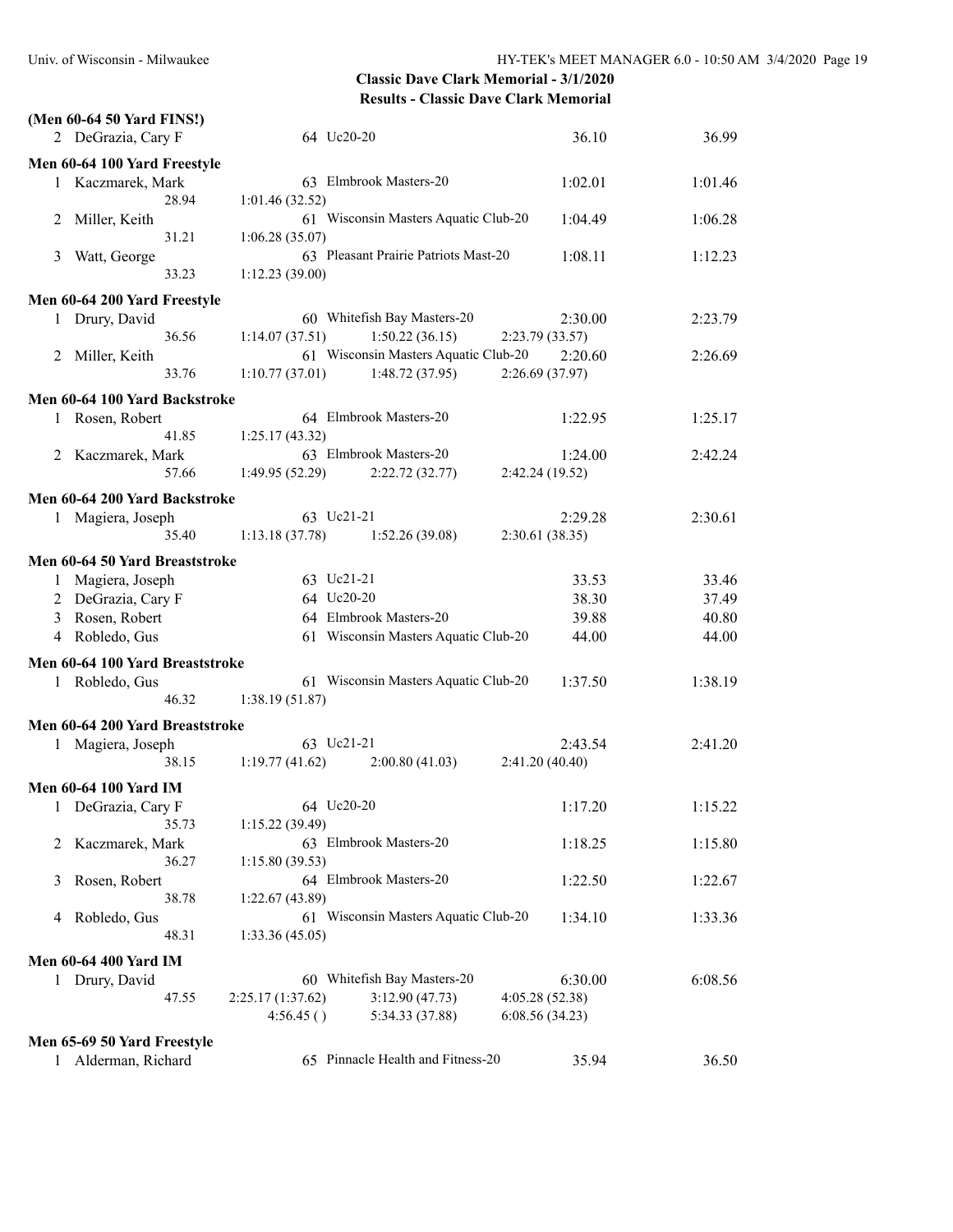## Classic Dave Clark Memorial - 3/1/2020

### Results - Classic Dave Clark Memorial

**(Men 60-64 50 Yard FINS!)**

| | Name | Age | Team | Seed Time | Finals Time |
|---|---|---|---|---|---|
| 2 | DeGrazia, Cary F | 64 | Uc20-20 | 36.10 | 36.99 |

**Men 60-64 100 Yard Freestyle**

| | Name | Age | Team | Seed Time | Finals Time |
|---|---|---|---|---|---|
| 1 | Kaczmarek, Mark | 63 | Elmbrook Masters-20 | 1:02.01 | 1:01.46 |
| | 28.94 | 1:01.46 (32.52) | | | |
| 2 | Miller, Keith | 61 | Wisconsin Masters Aquatic Club-20 | 1:04.49 | 1:06.28 |
| | 31.21 | 1:06.28 (35.07) | | | |
| 3 | Watt, George | 63 | Pleasant Prairie Patriots Mast-20 | 1:08.11 | 1:12.23 |
| | 33.23 | 1:12.23 (39.00) | | | |

**Men 60-64 200 Yard Freestyle**

| | Name | Age | Team | | Seed Time | Finals Time |
|---|---|---|---|---|---|---|
| 1 | Drury, David | 60 | Whitefish Bay Masters-20 | | 2:30.00 | 2:23.79 |
| | 36.56 | 1:14.07 (37.51) | 1:50.22 (36.15) | 2:23.79 (33.57) | | |
| 2 | Miller, Keith | 61 | Wisconsin Masters Aquatic Club-20 | | 2:20.60 | 2:26.69 |
| | 33.76 | 1:10.77 (37.01) | 1:48.72 (37.95) | 2:26.69 (37.97) | | |

**Men 60-64 100 Yard Backstroke**

| | Name | Age | Team | | Seed Time | Finals Time |
|---|---|---|---|---|---|---|
| 1 | Rosen, Robert | 64 | Elmbrook Masters-20 | | 1:22.95 | 1:25.17 |
| | 41.85 | 1:25.17 (43.32) | | | | |
| 2 | Kaczmarek, Mark | 63 | Elmbrook Masters-20 | | 1:24.00 | 2:42.24 |
| | 57.66 | 1:49.95 (52.29) | 2:22.72 (32.77) | 2:42.24 (19.52) | | |

**Men 60-64 200 Yard Backstroke**

| | Name | Age | Team | | Seed Time | Finals Time |
|---|---|---|---|---|---|---|
| 1 | Magiera, Joseph | 63 | Uc21-21 | | 2:29.28 | 2:30.61 |
| | 35.40 | 1:13.18 (37.78) | 1:52.26 (39.08) | 2:30.61 (38.35) | | |

**Men 60-64 50 Yard Breaststroke**

| | Name | Age | Team | Seed Time | Finals Time |
|---|---|---|---|---|---|
| 1 | Magiera, Joseph | 63 | Uc21-21 | 33.53 | 33.46 |
| 2 | DeGrazia, Cary F | 64 | Uc20-20 | 38.30 | 37.49 |
| 3 | Rosen, Robert | 64 | Elmbrook Masters-20 | 39.88 | 40.80 |
| 4 | Robledo, Gus | 61 | Wisconsin Masters Aquatic Club-20 | 44.00 | 44.00 |

**Men 60-64 100 Yard Breaststroke**

| | Name | Age | Team | Seed Time | Finals Time |
|---|---|---|---|---|---|
| 1 | Robledo, Gus | 61 | Wisconsin Masters Aquatic Club-20 | 1:37.50 | 1:38.19 |
| | 46.32 | 1:38.19 (51.87) | | | |

**Men 60-64 200 Yard Breaststroke**

| | Name | Age | Team | | Seed Time | Finals Time |
|---|---|---|---|---|---|---|
| 1 | Magiera, Joseph | 63 | Uc21-21 | | 2:43.54 | 2:41.20 |
| | 38.15 | 1:19.77 (41.62) | 2:00.80 (41.03) | 2:41.20 (40.40) | | |

**Men 60-64 100 Yard IM**

| | Name | Age | Team | Seed Time | Finals Time |
|---|---|---|---|---|---|
| 1 | DeGrazia, Cary F | 64 | Uc20-20 | 1:17.20 | 1:15.22 |
| | 35.73 | 1:15.22 (39.49) | | | |
| 2 | Kaczmarek, Mark | 63 | Elmbrook Masters-20 | 1:18.25 | 1:15.80 |
| | 36.27 | 1:15.80 (39.53) | | | |
| 3 | Rosen, Robert | 64 | Elmbrook Masters-20 | 1:22.50 | 1:22.67 |
| | 38.78 | 1:22.67 (43.89) | | | |
| 4 | Robledo, Gus | 61 | Wisconsin Masters Aquatic Club-20 | 1:34.10 | 1:33.36 |
| | 48.31 | 1:33.36 (45.05) | | | |

**Men 60-64 400 Yard IM**

| | Name | Age | Team | | Seed Time | Finals Time |
|---|---|---|---|---|---|---|
| 1 | Drury, David | 60 | Whitefish Bay Masters-20 | | 6:30.00 | 6:08.56 |
| | 47.55 | 2:25.17 (1:37.62) | 3:12.90 (47.73) | 4:05.28 (52.38) | | |
| | | 4:56.45 ( ) | 5:34.33 (37.88) | 6:08.56 (34.23) | | |

**Men 65-69 50 Yard Freestyle**

| | Name | Age | Team | Seed Time | Finals Time |
|---|---|---|---|---|---|
| 1 | Alderman, Richard | 65 | Pinnacle Health and Fitness-20 | 35.94 | 36.50 |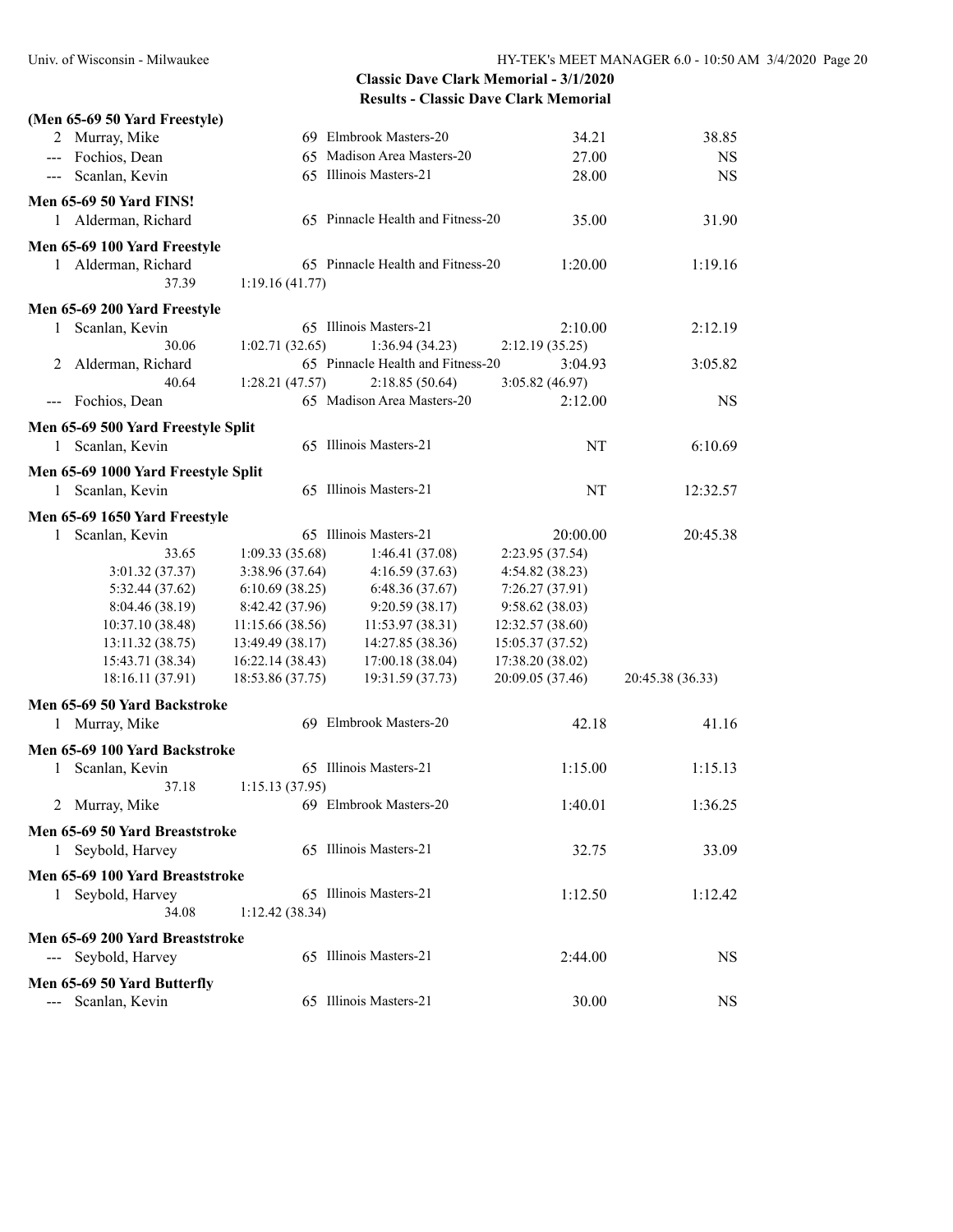**Classic Dave Clark Memorial - 3/1/2020**
**Results - Classic Dave Clark Memorial**

**(Men 65-69 50 Yard Freestyle)**

| | Name | Age | Team | Seed Time | Finals Time |
|---|---|---|---|---|---|
| 2 | Murray, Mike | 69 | Elmbrook Masters-20 | 34.21 | 38.85 |
| --- | Fochios, Dean | 65 | Madison Area Masters-20 | 27.00 | NS |
| --- | Scanlan, Kevin | 65 | Illinois Masters-21 | 28.00 | NS |

**Men 65-69 50 Yard FINS!**

| | Name | Age | Team | Seed Time | Finals Time |
|---|---|---|---|---|---|
| 1 | Alderman, Richard | 65 | Pinnacle Health and Fitness-20 | 35.00 | 31.90 |

**Men 65-69 100 Yard Freestyle**

| | Name | Age | Team | Seed Time | Finals Time |
|---|---|---|---|---|---|
| 1 | Alderman, Richard | 65 | Pinnacle Health and Fitness-20 | 1:20.00 | 1:19.16 |

37.39 &nbsp; 1:19.16 (41.77)

**Men 65-69 200 Yard Freestyle**

| | Name | Age | Team | Seed Time | Finals Time |
|---|---|---|---|---|---|
| 1 | Scanlan, Kevin | 65 | Illinois Masters-21 | 2:10.00 | 2:12.19 |
| | 30.06 | 1:02.71 (32.65) | 1:36.94 (34.23) | 2:12.19 (35.25) | |
| 2 | Alderman, Richard | 65 | Pinnacle Health and Fitness-20 | 3:04.93 | 3:05.82 |
| | 40.64 | 1:28.21 (47.57) | 2:18.85 (50.64) | 3:05.82 (46.97) | |
| --- | Fochios, Dean | 65 | Madison Area Masters-20 | 2:12.00 | NS |

**Men 65-69 500 Yard Freestyle Split**

| | Name | Age | Team | Seed Time | Finals Time |
|---|---|---|---|---|---|
| 1 | Scanlan, Kevin | 65 | Illinois Masters-21 | NT | 6:10.69 |

**Men 65-69 1000 Yard Freestyle Split**

| | Name | Age | Team | Seed Time | Finals Time |
|---|---|---|---|---|---|
| 1 | Scanlan, Kevin | 65 | Illinois Masters-21 | NT | 12:32.57 |

**Men 65-69 1650 Yard Freestyle**

| | Name | Age | Team | Seed Time | Finals Time |
|---|---|---|---|---|---|
| 1 | Scanlan, Kevin | 65 | Illinois Masters-21 | 20:00.00 | 20:45.38 |

| | | | | |
|---|---|---|---|---|
| 33.65 | 1:09.33 (35.68) | 1:46.41 (37.08) | 2:23.95 (37.54) | |
| 3:01.32 (37.37) | 3:38.96 (37.64) | 4:16.59 (37.63) | 4:54.82 (38.23) | |
| 5:32.44 (37.62) | 6:10.69 (38.25) | 6:48.36 (37.67) | 7:26.27 (37.91) | |
| 8:04.46 (38.19) | 8:42.42 (37.96) | 9:20.59 (38.17) | 9:58.62 (38.03) | |
| 10:37.10 (38.48) | 11:15.66 (38.56) | 11:53.97 (38.31) | 12:32.57 (38.60) | |
| 13:11.32 (38.75) | 13:49.49 (38.17) | 14:27.85 (38.36) | 15:05.37 (37.52) | |
| 15:43.71 (38.34) | 16:22.14 (38.43) | 17:00.18 (38.04) | 17:38.20 (38.02) | |
| 18:16.11 (37.91) | 18:53.86 (37.75) | 19:31.59 (37.73) | 20:09.05 (37.46) | 20:45.38 (36.33) |

**Men 65-69 50 Yard Backstroke**

| | Name | Age | Team | Seed Time | Finals Time |
|---|---|---|---|---|---|
| 1 | Murray, Mike | 69 | Elmbrook Masters-20 | 42.18 | 41.16 |

**Men 65-69 100 Yard Backstroke**

| | Name | Age | Team | Seed Time | Finals Time |
|---|---|---|---|---|---|
| 1 | Scanlan, Kevin | 65 | Illinois Masters-21 | 1:15.00 | 1:15.13 |
| | 37.18 | 1:15.13 (37.95) | | | |
| 2 | Murray, Mike | 69 | Elmbrook Masters-20 | 1:40.01 | 1:36.25 |

**Men 65-69 50 Yard Breaststroke**

| | Name | Age | Team | Seed Time | Finals Time |
|---|---|---|---|---|---|
| 1 | Seybold, Harvey | 65 | Illinois Masters-21 | 32.75 | 33.09 |

**Men 65-69 100 Yard Breaststroke**

| | Name | Age | Team | Seed Time | Finals Time |
|---|---|---|---|---|---|
| 1 | Seybold, Harvey | 65 | Illinois Masters-21 | 1:12.50 | 1:12.42 |
| | 34.08 | 1:12.42 (38.34) | | | |

**Men 65-69 200 Yard Breaststroke**

| | Name | Age | Team | Seed Time | Finals Time |
|---|---|---|---|---|---|
| --- | Seybold, Harvey | 65 | Illinois Masters-21 | 2:44.00 | NS |

**Men 65-69 50 Yard Butterfly**

| | Name | Age | Team | Seed Time | Finals Time |
|---|---|---|---|---|---|
| --- | Scanlan, Kevin | 65 | Illinois Masters-21 | 30.00 | NS |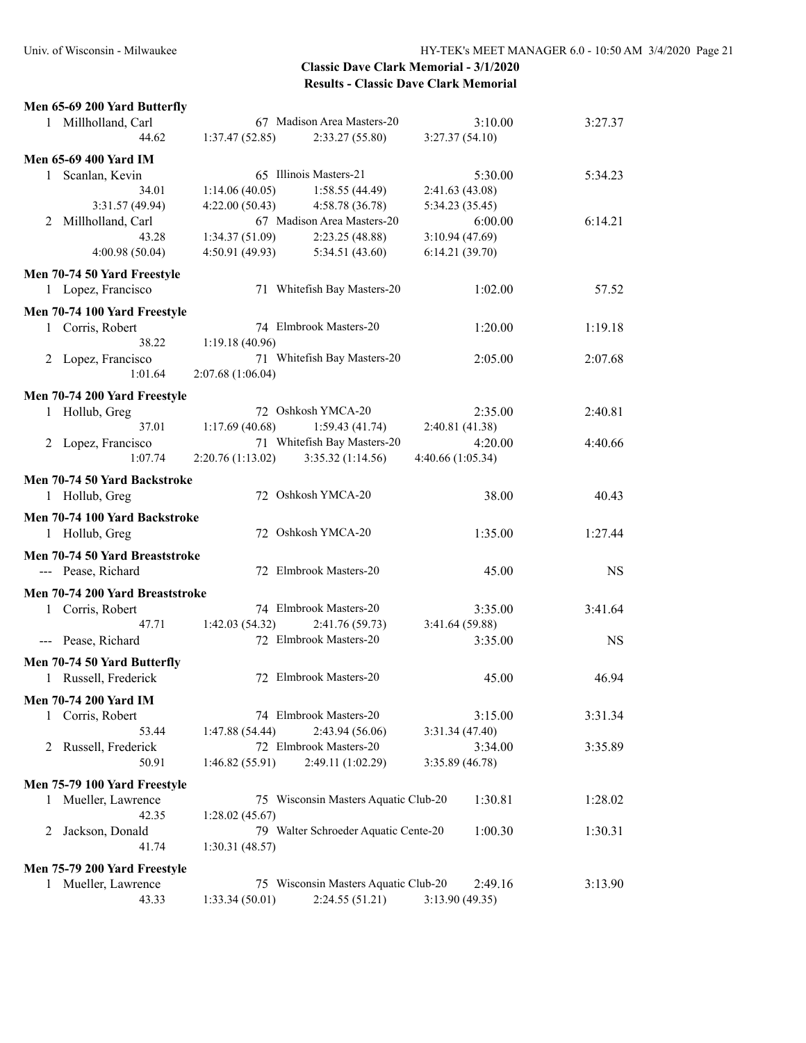## Classic Dave Clark Memorial - 3/1/2020
## Results - Classic Dave Clark Memorial

**Men 65-69 200 Yard Butterfly**

```
  1 Millholland, Carl           67 Madison Area Masters-20         3:10.00      3:27.37
          44.62     1:37.47 (52.85)    2:33.27 (55.80)   3:27.37 (54.10)
```

**Men 65-69 400 Yard IM**

```
  1 Scanlan, Kevin              65 Illinois Masters-21             5:30.00      5:34.23
          34.01     1:14.06 (40.05)    1:58.55 (44.49)   2:41.63 (43.08)
    3:31.57 (49.94)     4:22.00 (50.43)    4:58.78 (36.78)   5:34.23 (35.45)
  2 Millholland, Carl           67 Madison Area Masters-20         6:00.00      6:14.21
          43.28     1:34.37 (51.09)    2:23.25 (48.88)   3:10.94 (47.69)
    4:00.98 (50.04)     4:50.91 (49.93)    5:34.51 (43.60)   6:14.21 (39.70)
```

**Men 70-74 50 Yard Freestyle**

```
  1 Lopez, Francisco            71 Whitefish Bay Masters-20        1:02.00        57.52
```

**Men 70-74 100 Yard Freestyle**

```
  1 Corris, Robert              74 Elmbrook Masters-20             1:20.00      1:19.18
          38.22     1:19.18 (40.96)
  2 Lopez, Francisco            71 Whitefish Bay Masters-20        2:05.00      2:07.68
        1:01.64     2:07.68 (1:06.04)
```

**Men 70-74 200 Yard Freestyle**

```
  1 Hollub, Greg                72 Oshkosh YMCA-20                 2:35.00      2:40.81
          37.01     1:17.69 (40.68)    1:59.43 (41.74)   2:40.81 (41.38)
  2 Lopez, Francisco            71 Whitefish Bay Masters-20        4:20.00      4:40.66
        1:07.74     2:20.76 (1:13.02)  3:35.32 (1:14.56) 4:40.66 (1:05.34)
```

**Men 70-74 50 Yard Backstroke**

```
  1 Hollub, Greg                72 Oshkosh YMCA-20                   38.00        40.43
```

**Men 70-74 100 Yard Backstroke**

```
  1 Hollub, Greg                72 Oshkosh YMCA-20                 1:35.00      1:27.44
```

**Men 70-74 50 Yard Breaststroke**

```
--- Pease, Richard              72 Elmbrook Masters-20               45.00           NS
```

**Men 70-74 200 Yard Breaststroke**

```
  1 Corris, Robert              74 Elmbrook Masters-20             3:35.00      3:41.64
          47.71     1:42.03 (54.32)    2:41.76 (59.73)   3:41.64 (59.88)
--- Pease, Richard              72 Elmbrook Masters-20             3:35.00           NS
```

**Men 70-74 50 Yard Butterfly**

```
  1 Russell, Frederick          72 Elmbrook Masters-20               45.00        46.94
```

**Men 70-74 200 Yard IM**

```
  1 Corris, Robert              74 Elmbrook Masters-20             3:15.00      3:31.34
          53.44     1:47.88 (54.44)    2:43.94 (56.06)   3:31.34 (47.40)
  2 Russell, Frederick          72 Elmbrook Masters-20             3:34.00      3:35.89
          50.91     1:46.82 (55.91)    2:49.11 (1:02.29) 3:35.89 (46.78)
```

**Men 75-79 100 Yard Freestyle**

```
  1 Mueller, Lawrence           75 Wisconsin Masters Aquatic Club-20   1:30.81  1:28.02
          42.35     1:28.02 (45.67)
  2 Jackson, Donald             79 Walter Schroeder Aquatic Cente-20   1:00.30  1:30.31
          41.74     1:30.31 (48.57)
```

**Men 75-79 200 Yard Freestyle**

```
  1 Mueller, Lawrence           75 Wisconsin Masters Aquatic Club-20   2:49.16  3:13.90
          43.33     1:33.34 (50.01)    2:24.55 (51.21)   3:13.90 (49.35)
```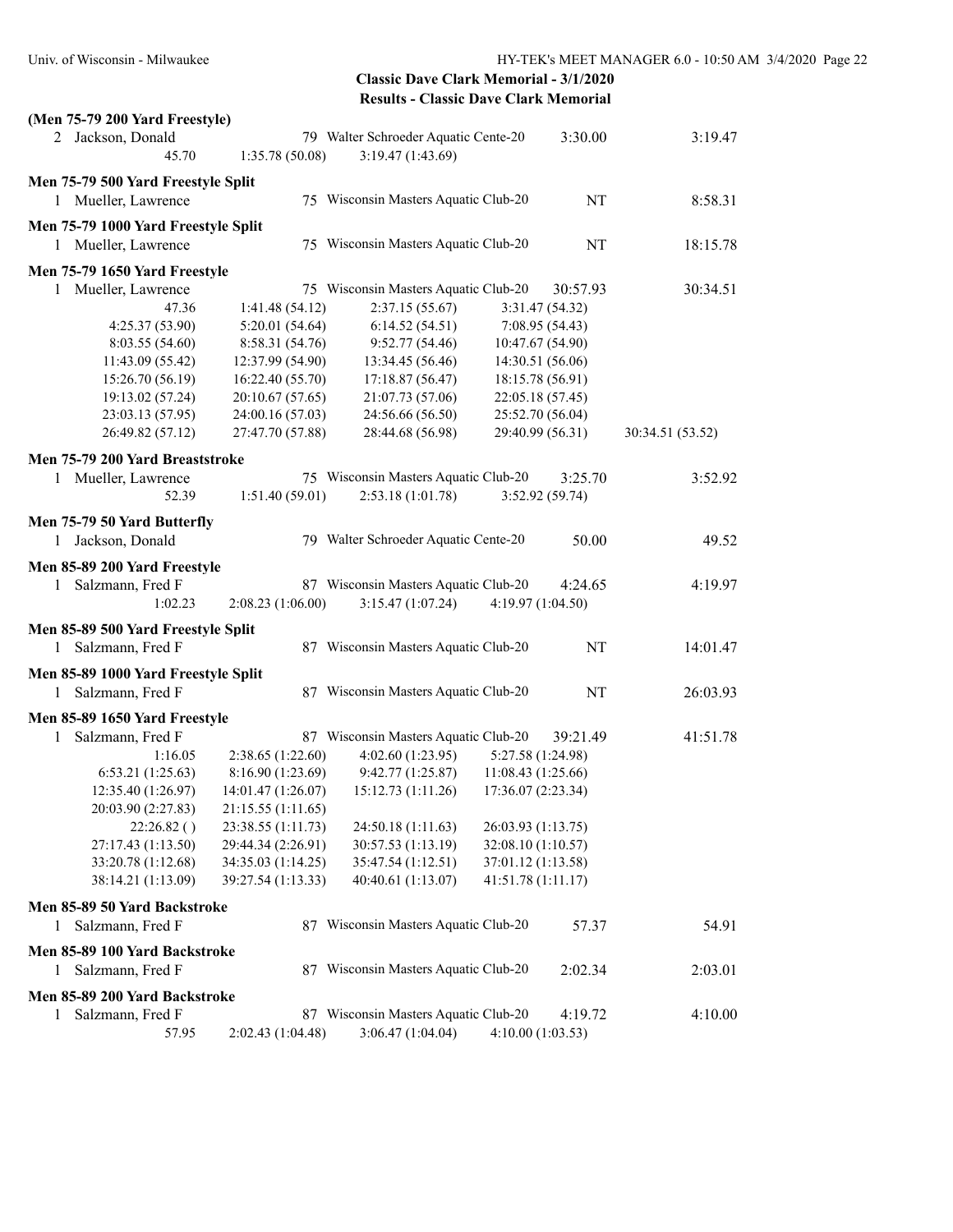**Classic Dave Clark Memorial - 3/1/2020**
**Results - Classic Dave Clark Memorial**

**(Men 75-79 200 Yard Freestyle)**

| | Name | Age | Team | Seed Time | Finals Time |
|---|---|---|---|---|---|
| 2 | Jackson, Donald | 79 | Walter Schroeder Aquatic Cente-20 | 3:30.00 | 3:19.47 |

45.70 &nbsp; 1:35.78 (50.08) &nbsp; 3:19.47 (1:43.69)

**Men 75-79 500 Yard Freestyle Split**

| | Name | Age | Team | Seed Time | Finals Time |
|---|---|---|---|---|---|
| 1 | Mueller, Lawrence | 75 | Wisconsin Masters Aquatic Club-20 | NT | 8:58.31 |

**Men 75-79 1000 Yard Freestyle Split**

| | Name | Age | Team | Seed Time | Finals Time |
|---|---|---|---|---|---|
| 1 | Mueller, Lawrence | 75 | Wisconsin Masters Aquatic Club-20 | NT | 18:15.78 |

**Men 75-79 1650 Yard Freestyle**

| | Name | Age | Team | Seed Time | Finals Time |
|---|---|---|---|---|---|
| 1 | Mueller, Lawrence | 75 | Wisconsin Masters Aquatic Club-20 | 30:57.93 | 30:34.51 |

| | | | | |
|---|---|---|---|---|
| 47.36 | 1:41.48 (54.12) | 2:37.15 (55.67) | 3:31.47 (54.32) | |
| 4:25.37 (53.90) | 5:20.01 (54.64) | 6:14.52 (54.51) | 7:08.95 (54.43) | |
| 8:03.55 (54.60) | 8:58.31 (54.76) | 9:52.77 (54.46) | 10:47.67 (54.90) | |
| 11:43.09 (55.42) | 12:37.99 (54.90) | 13:34.45 (56.46) | 14:30.51 (56.06) | |
| 15:26.70 (56.19) | 16:22.40 (55.70) | 17:18.87 (56.47) | 18:15.78 (56.91) | |
| 19:13.02 (57.24) | 20:10.67 (57.65) | 21:07.73 (57.06) | 22:05.18 (57.45) | |
| 23:03.13 (57.95) | 24:00.16 (57.03) | 24:56.66 (56.50) | 25:52.70 (56.04) | |
| 26:49.82 (57.12) | 27:47.70 (57.88) | 28:44.68 (56.98) | 29:40.99 (56.31) | 30:34.51 (53.52) |

**Men 75-79 200 Yard Breaststroke**

| | Name | Age | Team | Seed Time | Finals Time |
|---|---|---|---|---|---|
| 1 | Mueller, Lawrence | 75 | Wisconsin Masters Aquatic Club-20 | 3:25.70 | 3:52.92 |

52.39 &nbsp; 1:51.40 (59.01) &nbsp; 2:53.18 (1:01.78) &nbsp; 3:52.92 (59.74)

**Men 75-79 50 Yard Butterfly**

| | Name | Age | Team | Seed Time | Finals Time |
|---|---|---|---|---|---|
| 1 | Jackson, Donald | 79 | Walter Schroeder Aquatic Cente-20 | 50.00 | 49.52 |

**Men 85-89 200 Yard Freestyle**

| | Name | Age | Team | Seed Time | Finals Time |
|---|---|---|---|---|---|
| 1 | Salzmann, Fred F | 87 | Wisconsin Masters Aquatic Club-20 | 4:24.65 | 4:19.97 |

1:02.23 &nbsp; 2:08.23 (1:06.00) &nbsp; 3:15.47 (1:07.24) &nbsp; 4:19.97 (1:04.50)

**Men 85-89 500 Yard Freestyle Split**

| | Name | Age | Team | Seed Time | Finals Time |
|---|---|---|---|---|---|
| 1 | Salzmann, Fred F | 87 | Wisconsin Masters Aquatic Club-20 | NT | 14:01.47 |

**Men 85-89 1000 Yard Freestyle Split**

| | Name | Age | Team | Seed Time | Finals Time |
|---|---|---|---|---|---|
| 1 | Salzmann, Fred F | 87 | Wisconsin Masters Aquatic Club-20 | NT | 26:03.93 |

**Men 85-89 1650 Yard Freestyle**

| | Name | Age | Team | Seed Time | Finals Time |
|---|---|---|---|---|---|
| 1 | Salzmann, Fred F | 87 | Wisconsin Masters Aquatic Club-20 | 39:21.49 | 41:51.78 |

| | | | |
|---|---|---|---|
| 1:16.05 | 2:38.65 (1:22.60) | 4:02.60 (1:23.95) | 5:27.58 (1:24.98) |
| 6:53.21 (1:25.63) | 8:16.90 (1:23.69) | 9:42.77 (1:25.87) | 11:08.43 (1:25.66) |
| 12:35.40 (1:26.97) | 14:01.47 (1:26.07) | 15:12.73 (1:11.26) | 17:36.07 (2:23.34) |
| 20:03.90 (2:27.83) | 21:15.55 (1:11.65) | | |
| 22:26.82 ( ) | 23:38.55 (1:11.73) | 24:50.18 (1:11.63) | 26:03.93 (1:13.75) |
| 27:17.43 (1:13.50) | 29:44.34 (2:26.91) | 30:57.53 (1:13.19) | 32:08.10 (1:10.57) |
| 33:20.78 (1:12.68) | 34:35.03 (1:14.25) | 35:47.54 (1:12.51) | 37:01.12 (1:13.58) |
| 38:14.21 (1:13.09) | 39:27.54 (1:13.33) | 40:40.61 (1:13.07) | 41:51.78 (1:11.17) |

**Men 85-89 50 Yard Backstroke**

| | Name | Age | Team | Seed Time | Finals Time |
|---|---|---|---|---|---|
| 1 | Salzmann, Fred F | 87 | Wisconsin Masters Aquatic Club-20 | 57.37 | 54.91 |

**Men 85-89 100 Yard Backstroke**

| | Name | Age | Team | Seed Time | Finals Time |
|---|---|---|---|---|---|
| 1 | Salzmann, Fred F | 87 | Wisconsin Masters Aquatic Club-20 | 2:02.34 | 2:03.01 |

**Men 85-89 200 Yard Backstroke**

| | Name | Age | Team | Seed Time | Finals Time |
|---|---|---|---|---|---|
| 1 | Salzmann, Fred F | 87 | Wisconsin Masters Aquatic Club-20 | 4:19.72 | 4:10.00 |

57.95 &nbsp; 2:02.43 (1:04.48) &nbsp; 3:06.47 (1:04.04) &nbsp; 4:10.00 (1:03.53)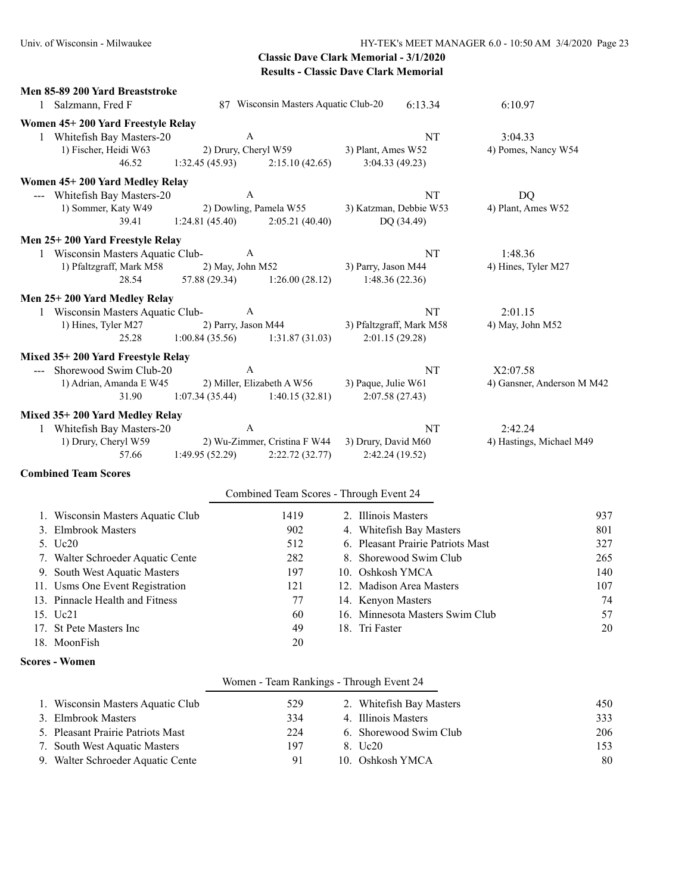**Classic Dave Clark Memorial - 3/1/2020**
**Results - Classic Dave Clark Memorial**

### Men 85-89 200 Yard Breaststroke

1 Salzmann, Fred F 87 Wisconsin Masters Aquatic Club-20 6:13.34 6:10.97

### Women 45+ 200 Yard Freestyle Relay

1 Whitefish Bay Masters-20 A NT 3:04.33
1) Fischer, Heidi W63 2) Drury, Cheryl W59 3) Plant, Ames W52 4) Pomes, Nancy W54
46.52 1:32.45 (45.93) 2:15.10 (42.65) 3:04.33 (49.23)

### Women 45+ 200 Yard Medley Relay

--- Whitefish Bay Masters-20 A NT DQ
1) Sommer, Katy W49 2) Dowling, Pamela W55 3) Katzman, Debbie W53 4) Plant, Ames W52
39.41 1:24.81 (45.40) 2:05.21 (40.40) DQ (34.49)

### Men 25+ 200 Yard Freestyle Relay

1 Wisconsin Masters Aquatic Club- A NT 1:48.36
1) Pfaltzgraff, Mark M58 2) May, John M52 3) Parry, Jason M44 4) Hines, Tyler M27
28.54 57.88 (29.34) 1:26.00 (28.12) 1:48.36 (22.36)

### Men 25+ 200 Yard Medley Relay

1 Wisconsin Masters Aquatic Club- A NT 2:01.15
1) Hines, Tyler M27 2) Parry, Jason M44 3) Pfaltzgraff, Mark M58 4) May, John M52
25.28 1:00.84 (35.56) 1:31.87 (31.03) 2:01.15 (29.28)

### Mixed 35+ 200 Yard Freestyle Relay

--- Shorewood Swim Club-20 A NT X2:07.58
1) Adrian, Amanda E W45 2) Miller, Elizabeth A W56 3) Paque, Julie W61 4) Gansner, Anderson M M42
31.90 1:07.34 (35.44) 1:40.15 (32.81) 2:07.58 (27.43)

### Mixed 35+ 200 Yard Medley Relay

1 Whitefish Bay Masters-20 A NT 2:42.24
1) Drury, Cheryl W59 2) Wu-Zimmer, Cristina F W44 3) Drury, David M60 4) Hastings, Michael M49
57.66 1:49.95 (52.29) 2:22.72 (32.77) 2:42.24 (19.52)

### Combined Team Scores

Combined Team Scores - Through Event 24

| | Team | Score | | Team | Score |
|---|---|---|---|---|---|
| 1. | Wisconsin Masters Aquatic Club | 1419 | 2. | Illinois Masters | 937 |
| 3. | Elmbrook Masters | 902 | 4. | Whitefish Bay Masters | 801 |
| 5. | Uc20 | 512 | 6. | Pleasant Prairie Patriots Mast | 327 |
| 7. | Walter Schroeder Aquatic Cente | 282 | 8. | Shorewood Swim Club | 265 |
| 9. | South West Aquatic Masters | 197 | 10. | Oshkosh YMCA | 140 |
| 11. | Usms One Event Registration | 121 | 12. | Madison Area Masters | 107 |
| 13. | Pinnacle Health and Fitness | 77 | 14. | Kenyon Masters | 74 |
| 15. | Uc21 | 60 | 16. | Minnesota Masters Swim Club | 57 |
| 17. | St Pete Masters Inc | 49 | 18. | Tri Faster | 20 |
| 18. | MoonFish | 20 | | | |

### Scores - Women

Women - Team Rankings - Through Event 24

| | Team | Score | | Team | Score |
|---|---|---|---|---|---|
| 1. | Wisconsin Masters Aquatic Club | 529 | 2. | Whitefish Bay Masters | 450 |
| 3. | Elmbrook Masters | 334 | 4. | Illinois Masters | 333 |
| 5. | Pleasant Prairie Patriots Mast | 224 | 6. | Shorewood Swim Club | 206 |
| 7. | South West Aquatic Masters | 197 | 8. | Uc20 | 153 |
| 9. | Walter Schroeder Aquatic Cente | 91 | 10. | Oshkosh YMCA | 80 |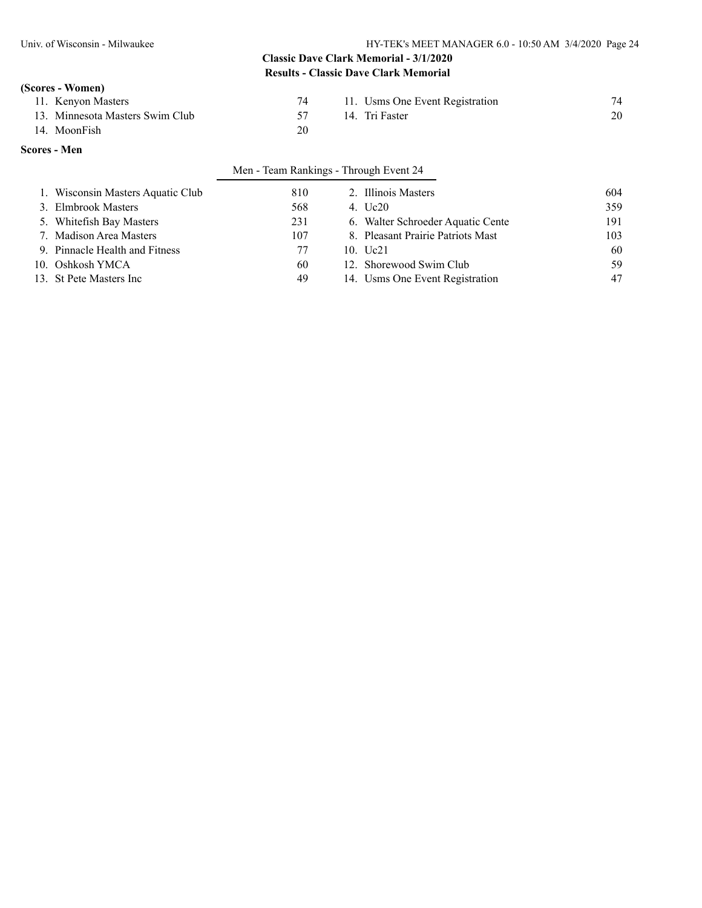**(Scores - Women)**

| | | | |
|---|---|---|---|
| 11. Kenyon Masters | 74 | 11. Usms One Event Registration | 74 |
| 13. Minnesota Masters Swim Club | 57 | 14. Tri Faster | 20 |
| 14. MoonFish | 20 | | |

**Scores - Men**

Men - Team Rankings - Through Event 24

| | | | |
|---|---|---|---|
| 1. Wisconsin Masters Aquatic Club | 810 | 2. Illinois Masters | 604 |
| 3. Elmbrook Masters | 568 | 4. Uc20 | 359 |
| 5. Whitefish Bay Masters | 231 | 6. Walter Schroeder Aquatic Cente | 191 |
| 7. Madison Area Masters | 107 | 8. Pleasant Prairie Patriots Mast | 103 |
| 9. Pinnacle Health and Fitness | 77 | 10. Uc21 | 60 |
| 10. Oshkosh YMCA | 60 | 12. Shorewood Swim Club | 59 |
| 13. St Pete Masters Inc | 49 | 14. Usms One Event Registration | 47 |